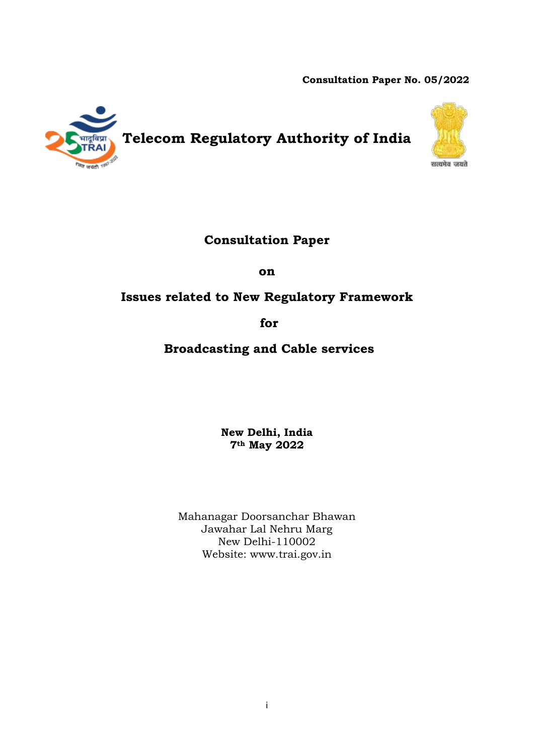**Consultation Paper No. 05/2022**

# Telecom Regulatory Authority of India

## Consultation Paper

## on

## Issues related to New Regulatory Framework

## for

## Broadcasting and Cable services

**New Delhi, India**
**7th May 2022**

Mahanagar Doorsanchar Bhawan
Jawahar Lal Nehru Marg
New Delhi-110002
Website: www.trai.gov.in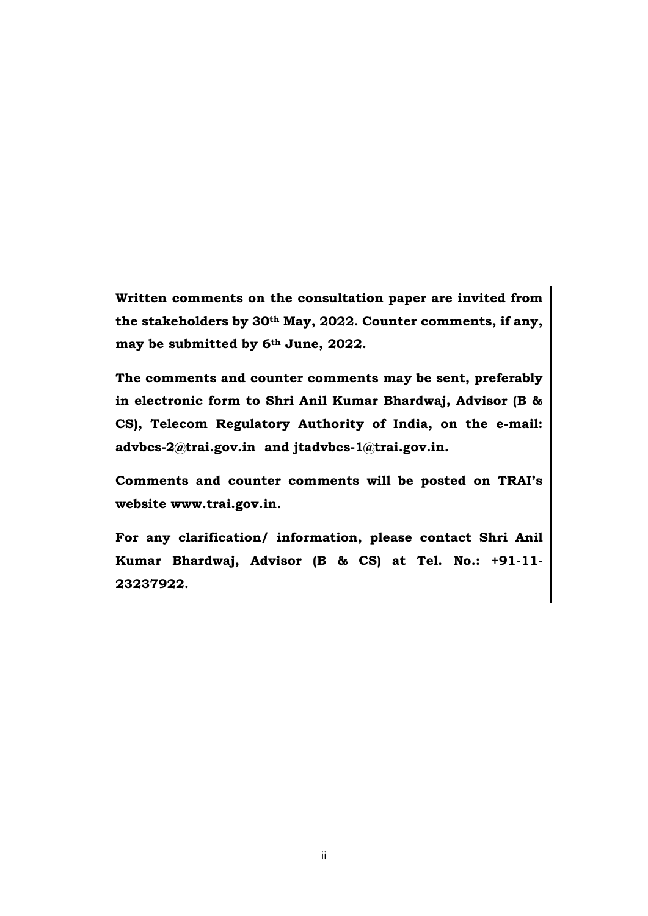**Written comments on the consultation paper are invited from the stakeholders by 30th May, 2022. Counter comments, if any, may be submitted by 6th June, 2022.**

**The comments and counter comments may be sent, preferably in electronic form to Shri Anil Kumar Bhardwaj, Advisor (B & CS), Telecom Regulatory Authority of India, on the e-mail: advbcs-2@trai.gov.in and jtadvbcs-1@trai.gov.in.**

**Comments and counter comments will be posted on TRAI's website www.trai.gov.in.**

**For any clarification/ information, please contact Shri Anil Kumar Bhardwaj, Advisor (B & CS) at Tel. No.: +91-11-23237922.**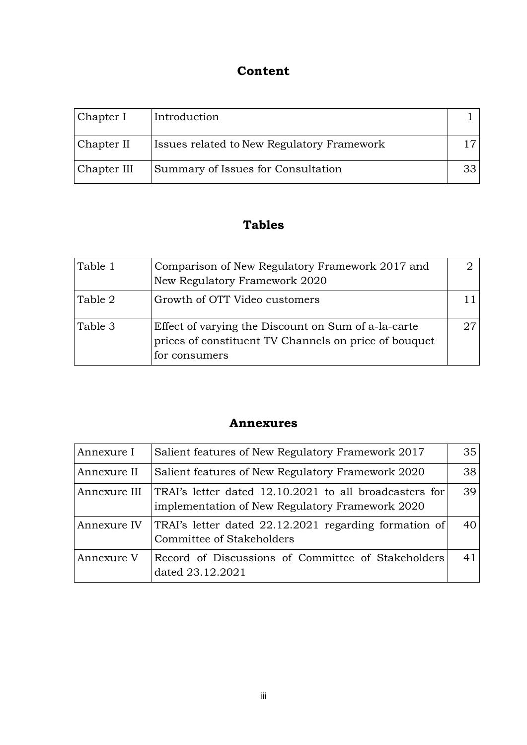## Content

| | | |
|---|---|---|
| Chapter I | Introduction | 1 |
| Chapter II | Issues related to New Regulatory Framework | 17 |
| Chapter III | Summary of Issues for Consultation | 33 |

## Tables

| | | |
|---|---|---|
| Table 1 | Comparison of New Regulatory Framework 2017 and New Regulatory Framework 2020 | 2 |
| Table 2 | Growth of OTT Video customers | 11 |
| Table 3 | Effect of varying the Discount on Sum of a-la-carte prices of constituent TV Channels on price of bouquet for consumers | 27 |

## Annexures

| | | |
|---|---|---|
| Annexure I | Salient features of New Regulatory Framework 2017 | 35 |
| Annexure II | Salient features of New Regulatory Framework 2020 | 38 |
| Annexure III | TRAI's letter dated 12.10.2021 to all broadcasters for implementation of New Regulatory Framework 2020 | 39 |
| Annexure IV | TRAI's letter dated 22.12.2021 regarding formation of Committee of Stakeholders | 40 |
| Annexure V | Record of Discussions of Committee of Stakeholders dated 23.12.2021 | 41 |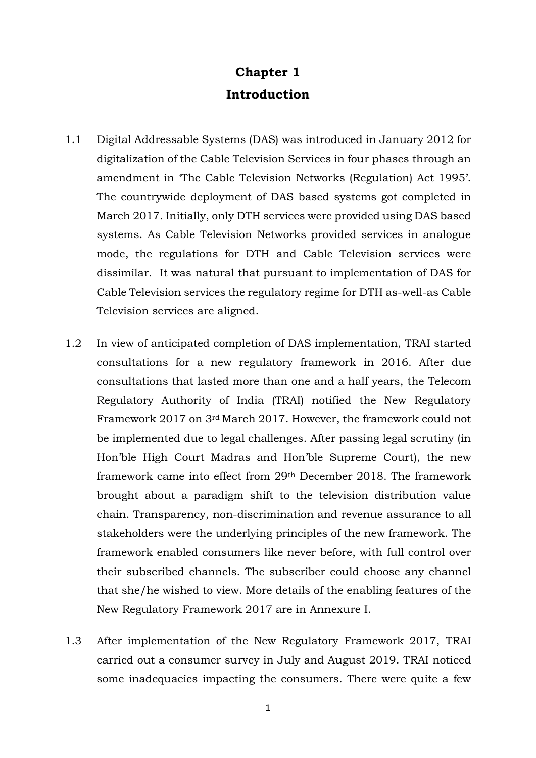# Chapter 1

# Introduction

1.1 Digital Addressable Systems (DAS) was introduced in January 2012 for digitalization of the Cable Television Services in four phases through an amendment in 'The Cable Television Networks (Regulation) Act 1995'. The countrywide deployment of DAS based systems got completed in March 2017. Initially, only DTH services were provided using DAS based systems. As Cable Television Networks provided services in analogue mode, the regulations for DTH and Cable Television services were dissimilar. It was natural that pursuant to implementation of DAS for Cable Television services the regulatory regime for DTH as-well-as Cable Television services are aligned.

1.2 In view of anticipated completion of DAS implementation, TRAI started consultations for a new regulatory framework in 2016. After due consultations that lasted more than one and a half years, the Telecom Regulatory Authority of India (TRAI) notified the New Regulatory Framework 2017 on 3rd March 2017. However, the framework could not be implemented due to legal challenges. After passing legal scrutiny (in Hon'ble High Court Madras and Hon'ble Supreme Court), the new framework came into effect from 29th December 2018. The framework brought about a paradigm shift to the television distribution value chain. Transparency, non-discrimination and revenue assurance to all stakeholders were the underlying principles of the new framework. The framework enabled consumers like never before, with full control over their subscribed channels. The subscriber could choose any channel that she/he wished to view. More details of the enabling features of the New Regulatory Framework 2017 are in Annexure I.

1.3 After implementation of the New Regulatory Framework 2017, TRAI carried out a consumer survey in July and August 2019. TRAI noticed some inadequacies impacting the consumers. There were quite a few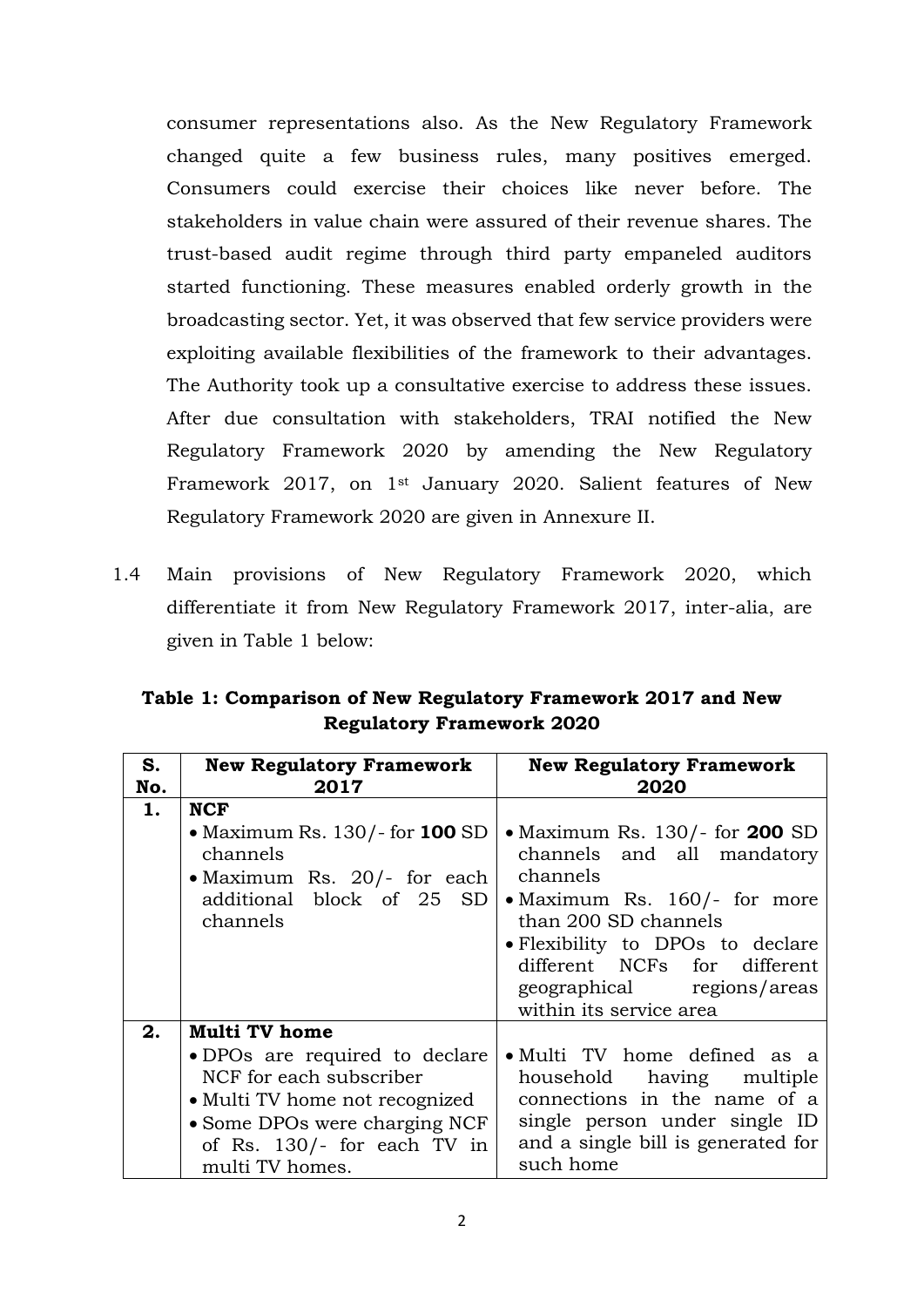consumer representations also. As the New Regulatory Framework changed quite a few business rules, many positives emerged. Consumers could exercise their choices like never before. The stakeholders in value chain were assured of their revenue shares. The trust-based audit regime through third party empaneled auditors started functioning. These measures enabled orderly growth in the broadcasting sector. Yet, it was observed that few service providers were exploiting available flexibilities of the framework to their advantages. The Authority took up a consultative exercise to address these issues. After due consultation with stakeholders, TRAI notified the New Regulatory Framework 2020 by amending the New Regulatory Framework 2017, on 1st January 2020. Salient features of New Regulatory Framework 2020 are given in Annexure II.

1.4 Main provisions of New Regulatory Framework 2020, which differentiate it from New Regulatory Framework 2017, inter-alia, are given in Table 1 below:

**Table 1: Comparison of New Regulatory Framework 2017 and New Regulatory Framework 2020**

| S. No. | New Regulatory Framework 2017 | New Regulatory Framework 2020 |
|---|---|---|
| **1.** | **NCF**<br>• Maximum Rs. 130/- for **100** SD channels<br>• Maximum Rs. 20/- for each additional block of 25 SD channels | <br>• Maximum Rs. 130/- for **200** SD channels and all mandatory channels<br>• Maximum Rs. 160/- for more than 200 SD channels<br>• Flexibility to DPOs to declare different NCFs for different geographical regions/areas within its service area |
| **2.** | **Multi TV home**<br>• DPOs are required to declare NCF for each subscriber<br>• Multi TV home not recognized<br>• Some DPOs were charging NCF of Rs. 130/- for each TV in multi TV homes. | <br>• Multi TV home defined as a household having multiple connections in the name of a single person under single ID and a single bill is generated for such home |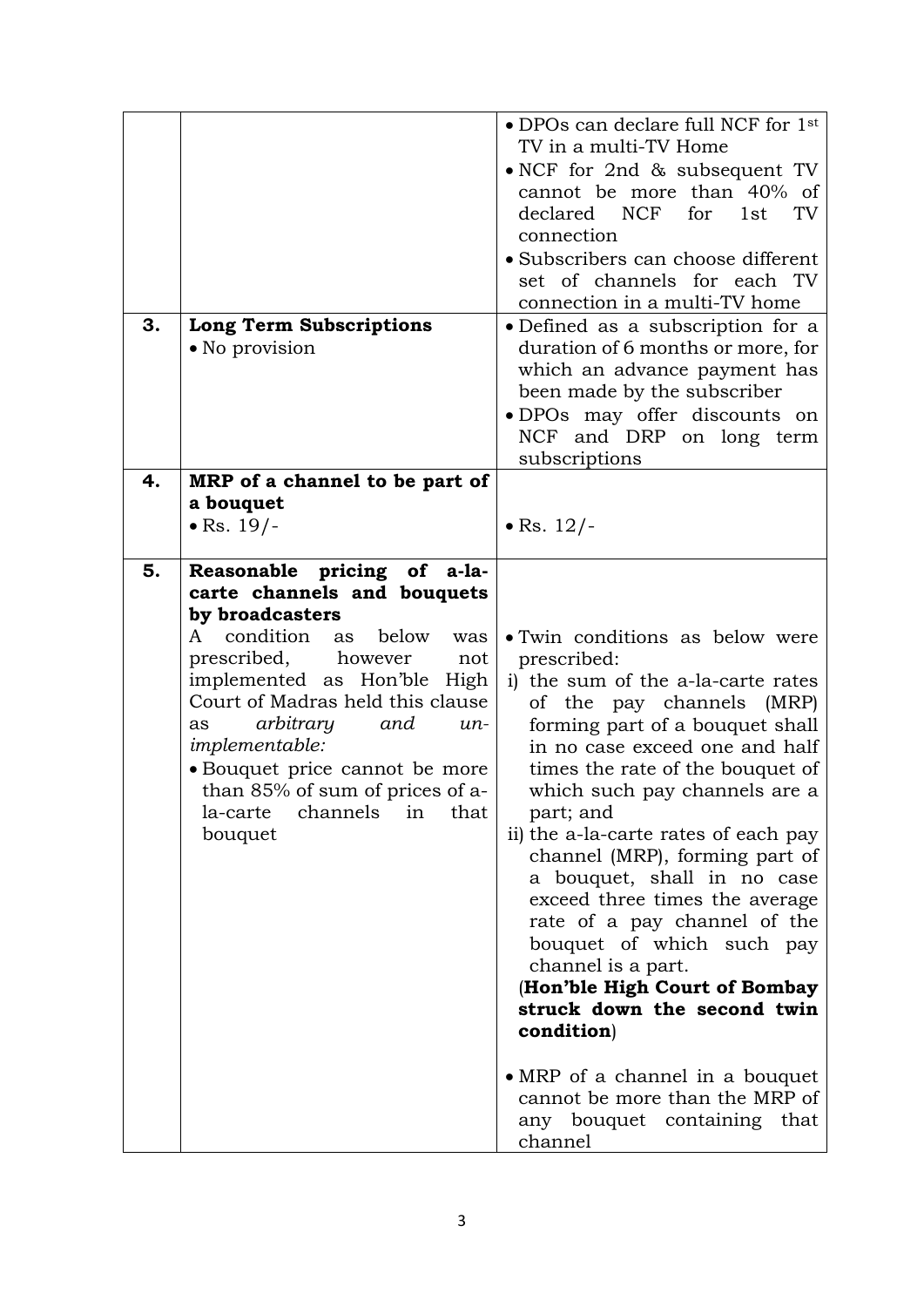| | | |
|---|---|---|
| | | • DPOs can declare full NCF for 1st TV in a multi-TV Home<br>• NCF for 2nd & subsequent TV cannot be more than 40% of declared NCF for 1st TV connection<br>• Subscribers can choose different set of channels for each TV connection in a multi-TV home |
| **3.** | **Long Term Subscriptions**<br>• No provision | • Defined as a subscription for a duration of 6 months or more, for which an advance payment has been made by the subscriber<br>• DPOs may offer discounts on NCF and DRP on long term subscriptions |
| **4.** | **MRP of a channel to be part of a bouquet**<br>• Rs. 19/- | • Rs. 12/- |
| **5.** | **Reasonable pricing of a-la-carte channels and bouquets by broadcasters**<br>A condition as below was prescribed, however not implemented as Hon'ble High Court of Madras held this clause as *arbitrary and un-implementable:*<br>• Bouquet price cannot be more than 85% of sum of prices of a-la-carte channels in that bouquet | • Twin conditions as below were prescribed:<br>i) the sum of the a-la-carte rates of the pay channels (MRP) forming part of a bouquet shall in no case exceed one and half times the rate of the bouquet of which such pay channels are a part; and<br>ii) the a-la-carte rates of each pay channel (MRP), forming part of a bouquet, shall in no case exceed three times the average rate of a pay channel of the bouquet of which such pay channel is a part.<br>(**Hon'ble High Court of Bombay struck down the second twin condition**)<br><br>• MRP of a channel in a bouquet cannot be more than the MRP of any bouquet containing that channel |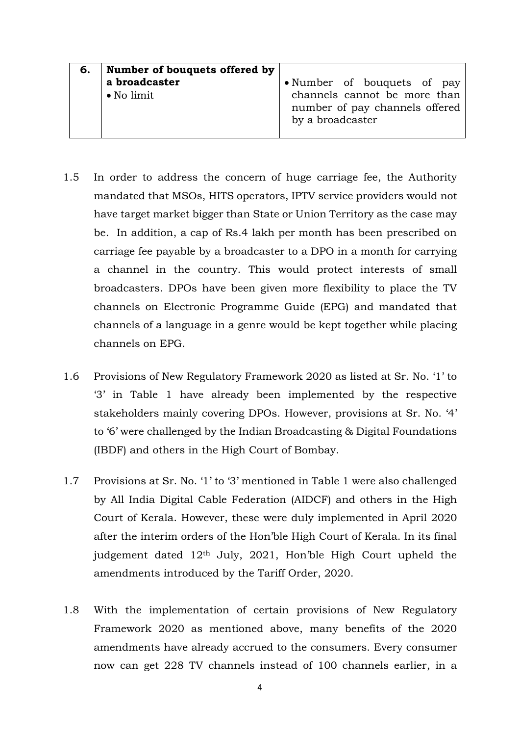| 6. | **Number of bouquets offered by a broadcaster**<br>• No limit | • Number of bouquets of pay channels cannot be more than number of pay channels offered by a broadcaster |
|---|---|---|

1.5 In order to address the concern of huge carriage fee, the Authority mandated that MSOs, HITS operators, IPTV service providers would not have target market bigger than State or Union Territory as the case may be. In addition, a cap of Rs.4 lakh per month has been prescribed on carriage fee payable by a broadcaster to a DPO in a month for carrying a channel in the country. This would protect interests of small broadcasters. DPOs have been given more flexibility to place the TV channels on Electronic Programme Guide (EPG) and mandated that channels of a language in a genre would be kept together while placing channels on EPG.

1.6 Provisions of New Regulatory Framework 2020 as listed at Sr. No. '1' to '3' in Table 1 have already been implemented by the respective stakeholders mainly covering DPOs. However, provisions at Sr. No. '4' to '6' were challenged by the Indian Broadcasting & Digital Foundations (IBDF) and others in the High Court of Bombay.

1.7 Provisions at Sr. No. '1' to '3' mentioned in Table 1 were also challenged by All India Digital Cable Federation (AIDCF) and others in the High Court of Kerala. However, these were duly implemented in April 2020 after the interim orders of the Hon'ble High Court of Kerala. In its final judgement dated 12th July, 2021, Hon'ble High Court upheld the amendments introduced by the Tariff Order, 2020.

1.8 With the implementation of certain provisions of New Regulatory Framework 2020 as mentioned above, many benefits of the 2020 amendments have already accrued to the consumers. Every consumer now can get 228 TV channels instead of 100 channels earlier, in a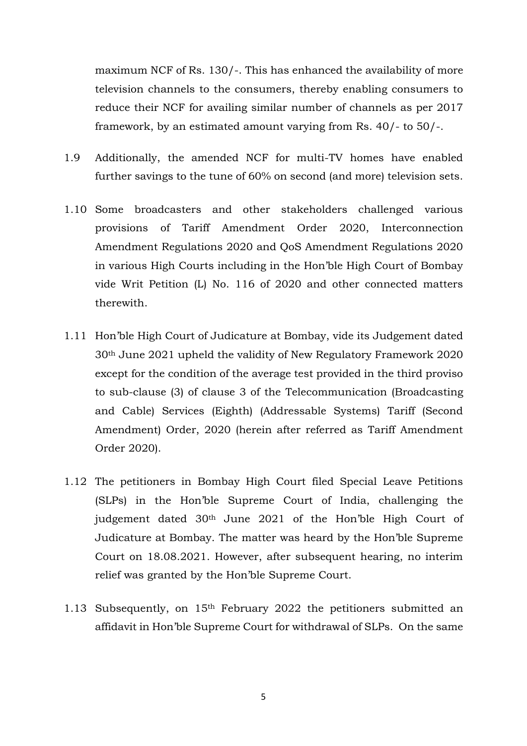maximum NCF of Rs. 130/-. This has enhanced the availability of more television channels to the consumers, thereby enabling consumers to reduce their NCF for availing similar number of channels as per 2017 framework, by an estimated amount varying from Rs. 40/- to 50/-.

1.9 Additionally, the amended NCF for multi-TV homes have enabled further savings to the tune of 60% on second (and more) television sets.

1.10 Some broadcasters and other stakeholders challenged various provisions of Tariff Amendment Order 2020, Interconnection Amendment Regulations 2020 and QoS Amendment Regulations 2020 in various High Courts including in the Hon'ble High Court of Bombay vide Writ Petition (L) No. 116 of 2020 and other connected matters therewith.

1.11 Hon'ble High Court of Judicature at Bombay, vide its Judgement dated 30th June 2021 upheld the validity of New Regulatory Framework 2020 except for the condition of the average test provided in the third proviso to sub-clause (3) of clause 3 of the Telecommunication (Broadcasting and Cable) Services (Eighth) (Addressable Systems) Tariff (Second Amendment) Order, 2020 (herein after referred as Tariff Amendment Order 2020).

1.12 The petitioners in Bombay High Court filed Special Leave Petitions (SLPs) in the Hon'ble Supreme Court of India, challenging the judgement dated 30th June 2021 of the Hon'ble High Court of Judicature at Bombay. The matter was heard by the Hon'ble Supreme Court on 18.08.2021. However, after subsequent hearing, no interim relief was granted by the Hon'ble Supreme Court.

1.13 Subsequently, on 15th February 2022 the petitioners submitted an affidavit in Hon'ble Supreme Court for withdrawal of SLPs. On the same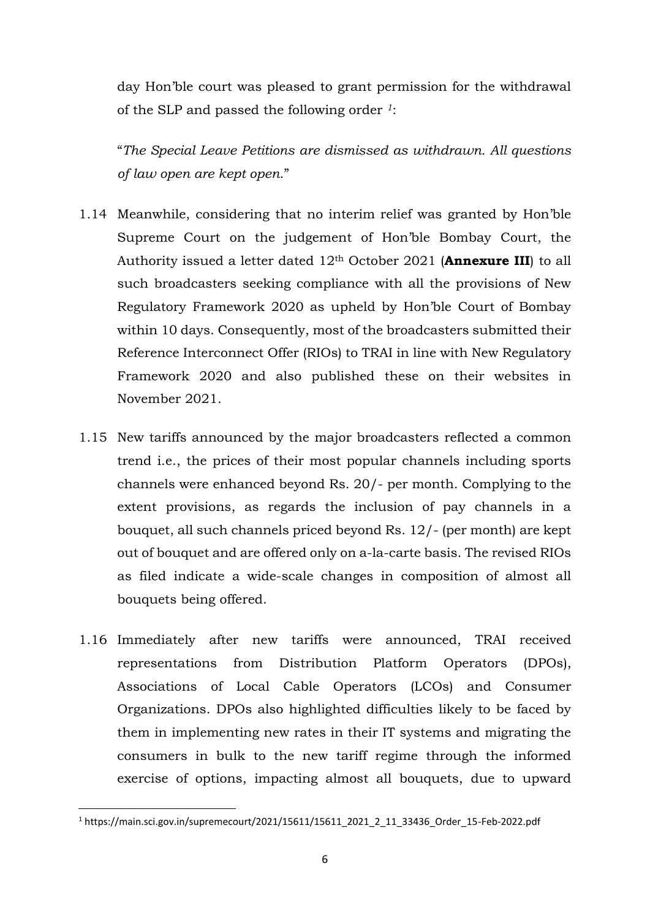day Hon'ble court was pleased to grant permission for the withdrawal of the SLP and passed the following order [1]:

"*The Special Leave Petitions are dismissed as withdrawn. All questions of law open are kept open.*"

1.14 Meanwhile, considering that no interim relief was granted by Hon'ble Supreme Court on the judgement of Hon'ble Bombay Court, the Authority issued a letter dated 12th October 2021 (**Annexure III**) to all such broadcasters seeking compliance with all the provisions of New Regulatory Framework 2020 as upheld by Hon'ble Court of Bombay within 10 days. Consequently, most of the broadcasters submitted their Reference Interconnect Offer (RIOs) to TRAI in line with New Regulatory Framework 2020 and also published these on their websites in November 2021.

1.15 New tariffs announced by the major broadcasters reflected a common trend i.e., the prices of their most popular channels including sports channels were enhanced beyond Rs. 20/- per month. Complying to the extent provisions, as regards the inclusion of pay channels in a bouquet, all such channels priced beyond Rs. 12/- (per month) are kept out of bouquet and are offered only on a-la-carte basis. The revised RIOs as filed indicate a wide-scale changes in composition of almost all bouquets being offered.

1.16 Immediately after new tariffs were announced, TRAI received representations from Distribution Platform Operators (DPOs), Associations of Local Cable Operators (LCOs) and Consumer Organizations. DPOs also highlighted difficulties likely to be faced by them in implementing new rates in their IT systems and migrating the consumers in bulk to the new tariff regime through the informed exercise of options, impacting almost all bouquets, due to upward

[1] https://main.sci.gov.in/supremecourt/2021/15611/15611_2021_2_11_33436_Order_15-Feb-2022.pdf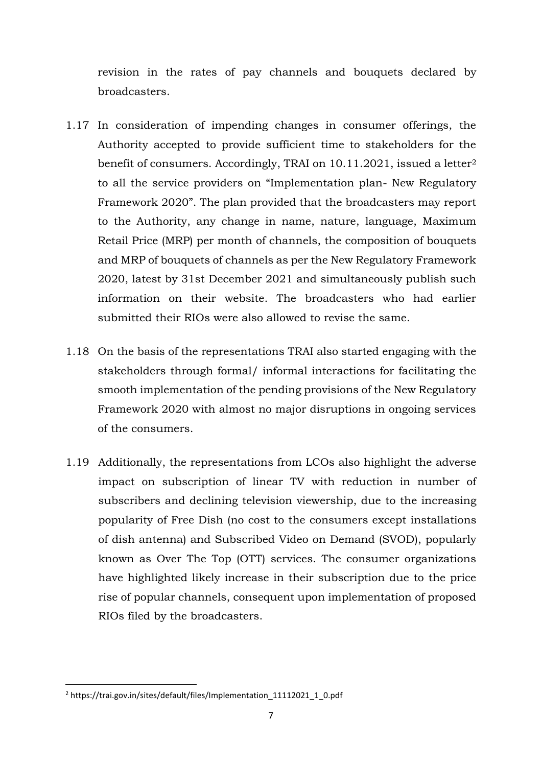revision in the rates of pay channels and bouquets declared by broadcasters.

1.17 In consideration of impending changes in consumer offerings, the Authority accepted to provide sufficient time to stakeholders for the benefit of consumers. Accordingly, TRAI on 10.11.2021, issued a letter[2] to all the service providers on "Implementation plan- New Regulatory Framework 2020". The plan provided that the broadcasters may report to the Authority, any change in name, nature, language, Maximum Retail Price (MRP) per month of channels, the composition of bouquets and MRP of bouquets of channels as per the New Regulatory Framework 2020, latest by 31st December 2021 and simultaneously publish such information on their website. The broadcasters who had earlier submitted their RIOs were also allowed to revise the same.

1.18 On the basis of the representations TRAI also started engaging with the stakeholders through formal/ informal interactions for facilitating the smooth implementation of the pending provisions of the New Regulatory Framework 2020 with almost no major disruptions in ongoing services of the consumers.

1.19 Additionally, the representations from LCOs also highlight the adverse impact on subscription of linear TV with reduction in number of subscribers and declining television viewership, due to the increasing popularity of Free Dish (no cost to the consumers except installations of dish antenna) and Subscribed Video on Demand (SVOD), popularly known as Over The Top (OTT) services. The consumer organizations have highlighted likely increase in their subscription due to the price rise of popular channels, consequent upon implementation of proposed RIOs filed by the broadcasters.

[2] https://trai.gov.in/sites/default/files/Implementation_11112021_1_0.pdf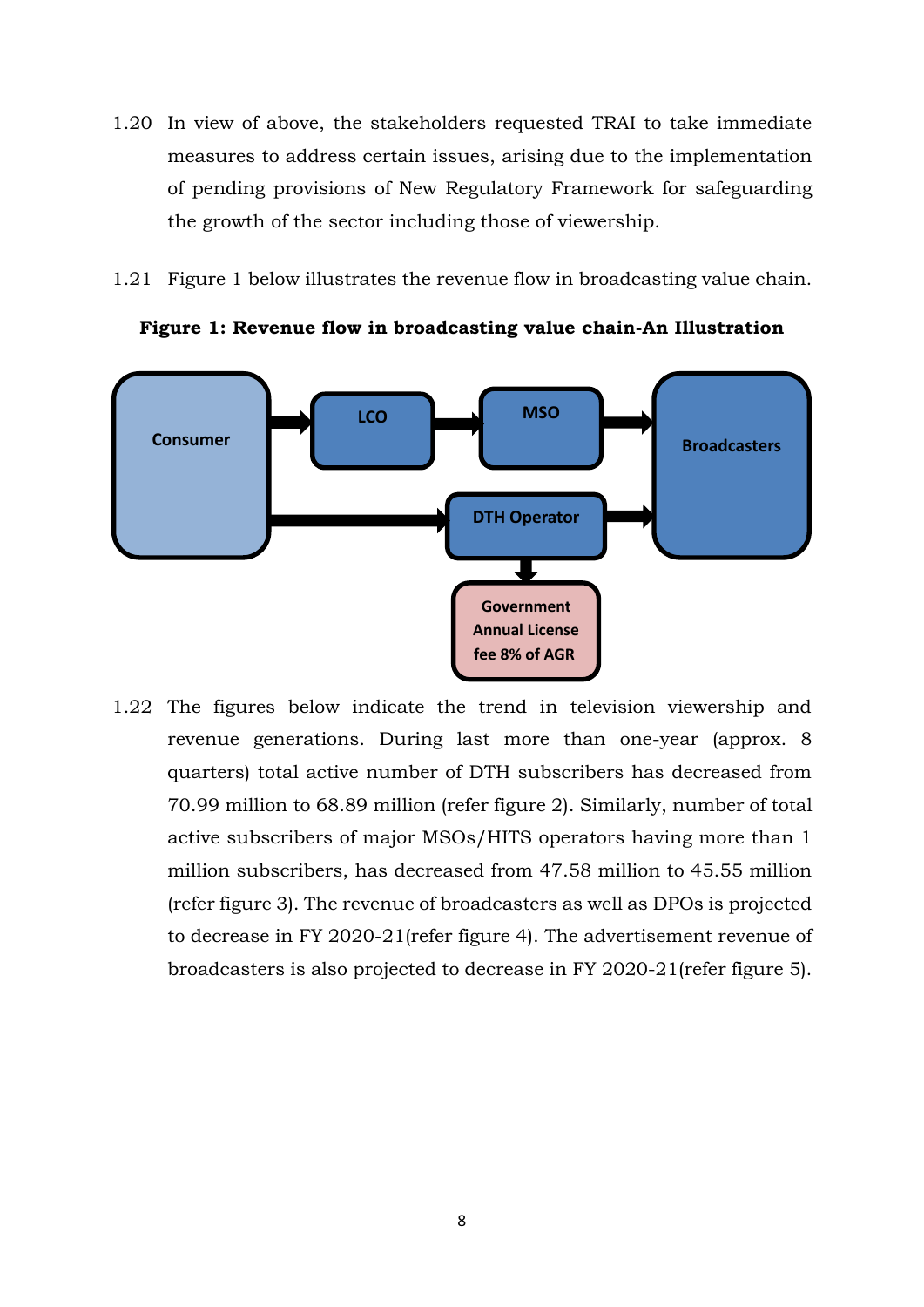1.20 In view of above, the stakeholders requested TRAI to take immediate measures to address certain issues, arising due to the implementation of pending provisions of New Regulatory Framework for safeguarding the growth of the sector including those of viewership.

1.21 Figure 1 below illustrates the revenue flow in broadcasting value chain.

**Figure 1: Revenue flow in broadcasting value chain-An Illustration**

Consumer → LCO → MSO → Broadcasters

Consumer → DTH Operator → Broadcasters

DTH Operator → Government Annual License fee 8% of AGR

1.22 The figures below indicate the trend in television viewership and revenue generations. During last more than one-year (approx. 8 quarters) total active number of DTH subscribers has decreased from 70.99 million to 68.89 million (refer figure 2). Similarly, number of total active subscribers of major MSOs/HITS operators having more than 1 million subscribers, has decreased from 47.58 million to 45.55 million (refer figure 3). The revenue of broadcasters as well as DPOs is projected to decrease in FY 2020-21(refer figure 4). The advertisement revenue of broadcasters is also projected to decrease in FY 2020-21(refer figure 5).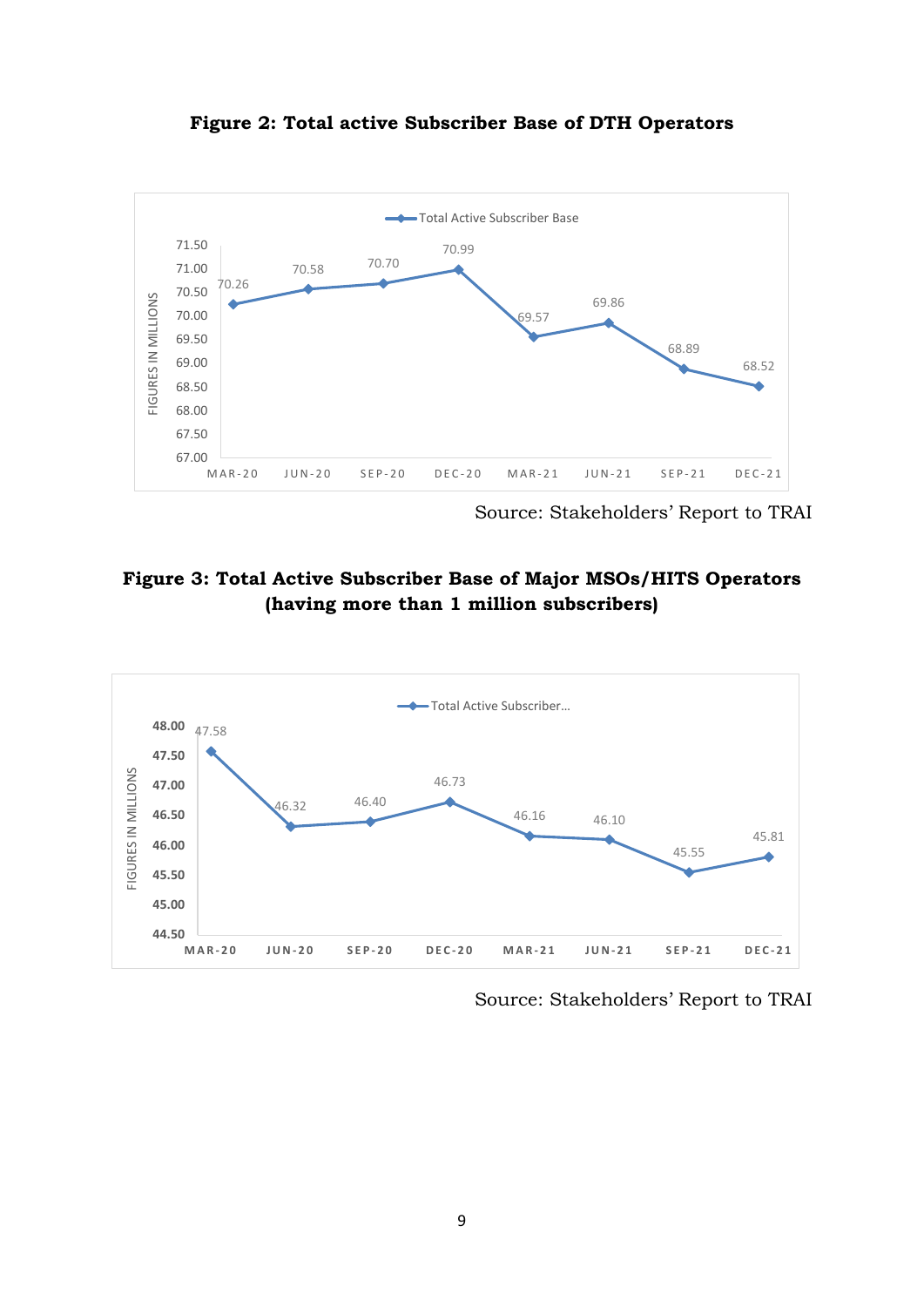**Figure 2: Total active Subscriber Base of DTH Operators**

Source: Stakeholders' Report to TRAI

**Figure 3: Total Active Subscriber Base of Major MSOs/HITS Operators (having more than 1 million subscribers)**

Source: Stakeholders' Report to TRAI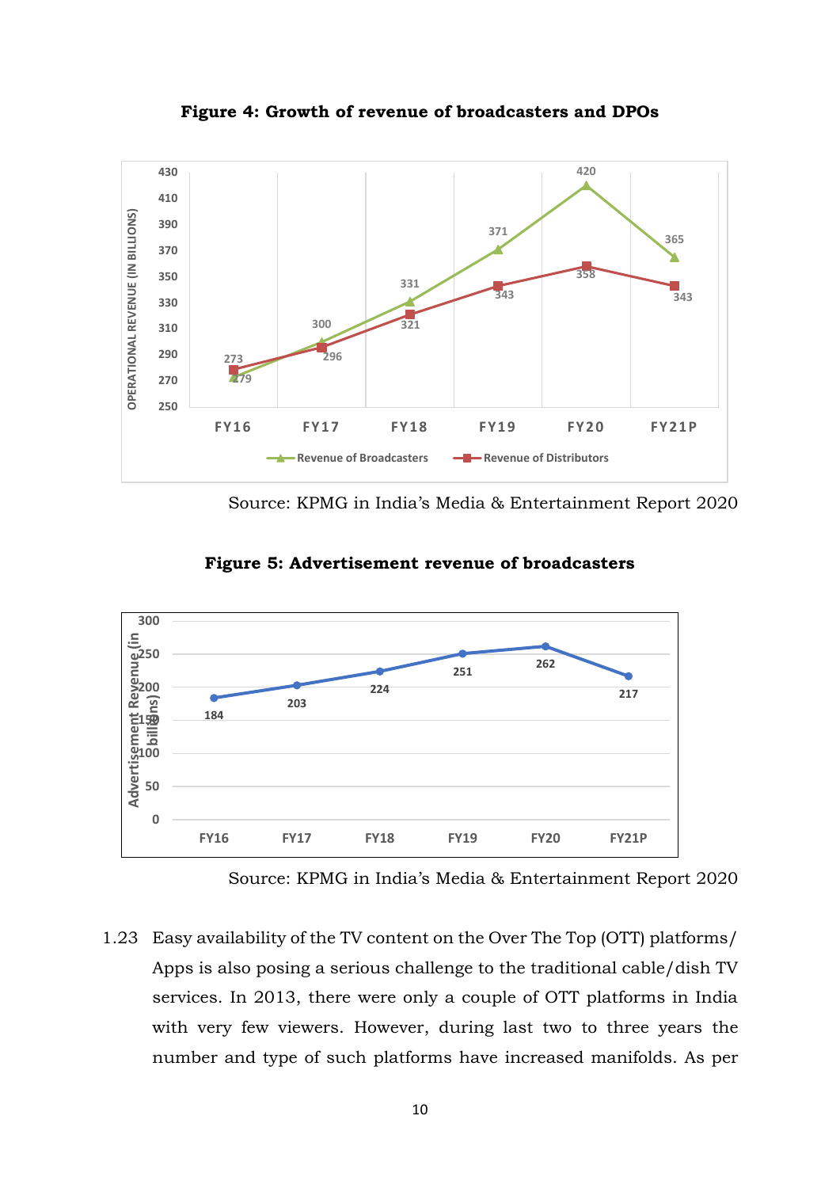**Figure 4: Growth of revenue of broadcasters and DPOs**

| | FY16 | FY17 | FY18 | FY19 | FY20 | FY21P |
|---|---|---|---|---|---|---|
| Revenue of Broadcasters | 273 | 300 | 331 | 371 | 420 | 365 |
| Revenue of Distributors | 279 | 296 | 321 | 343 | 358 | 343 |

Source: KPMG in India's Media & Entertainment Report 2020

**Figure 5: Advertisement revenue of broadcasters**

| | FY16 | FY17 | FY18 | FY19 | FY20 | FY21P |
|---|---|---|---|---|---|---|
| Advertisement Revenue (in billions) | 184 | 203 | 224 | 251 | 262 | 217 |

Source: KPMG in India's Media & Entertainment Report 2020

1.23 Easy availability of the TV content on the Over The Top (OTT) platforms/ Apps is also posing a serious challenge to the traditional cable/dish TV services. In 2013, there were only a couple of OTT platforms in India with very few viewers. However, during last two to three years the number and type of such platforms have increased manifolds. As per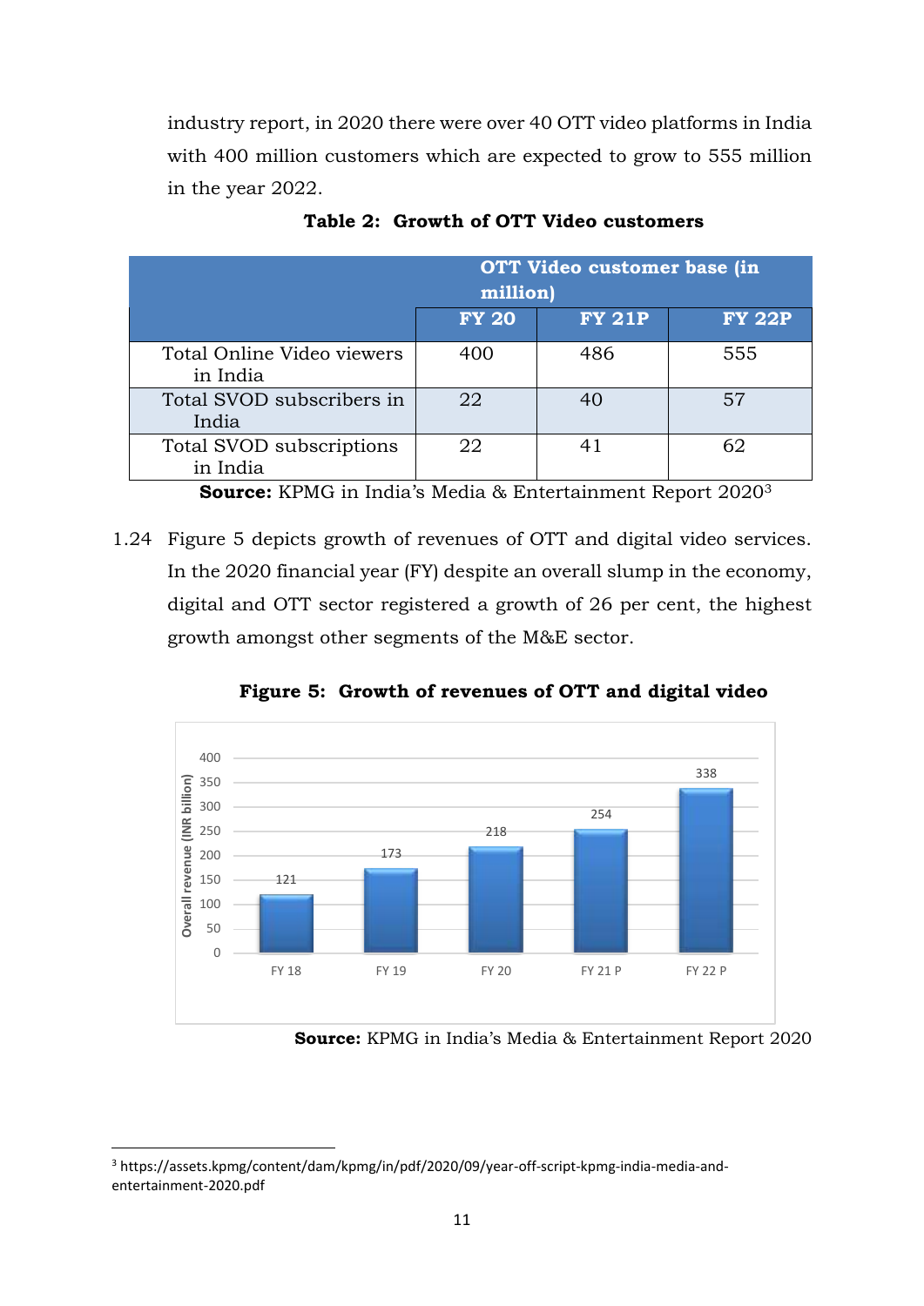industry report, in 2020 there were over 40 OTT video platforms in India with 400 million customers which are expected to grow to 555 million in the year 2022.

**Table 2: Growth of OTT Video customers**

| | OTT Video customer base (in million) | | |
|---|---|---|---|
| | **FY 20** | **FY 21P** | **FY 22P** |
| Total Online Video viewers in India | 400 | 486 | 555 |
| Total SVOD subscribers in India | 22 | 40 | 57 |
| Total SVOD subscriptions in India | 22 | 41 | 62 |

**Source:** KPMG in India's Media & Entertainment Report 2020[3]

1.24 Figure 5 depicts growth of revenues of OTT and digital video services. In the 2020 financial year (FY) despite an overall slump in the economy, digital and OTT sector registered a growth of 26 per cent, the highest growth amongst other segments of the M&E sector.

**Figure 5: Growth of revenues of OTT and digital video**

| | FY 18 | FY 19 | FY 20 | FY 21 P | FY 22 P |
|---|---|---|---|---|---|
| Overall revenue (INR billion) | 121 | 173 | 218 | 254 | 338 |

**Source:** KPMG in India's Media & Entertainment Report 2020

---

[3] https://assets.kpmg/content/dam/kpmg/in/pdf/2020/09/year-off-script-kpmg-india-media-and-entertainment-2020.pdf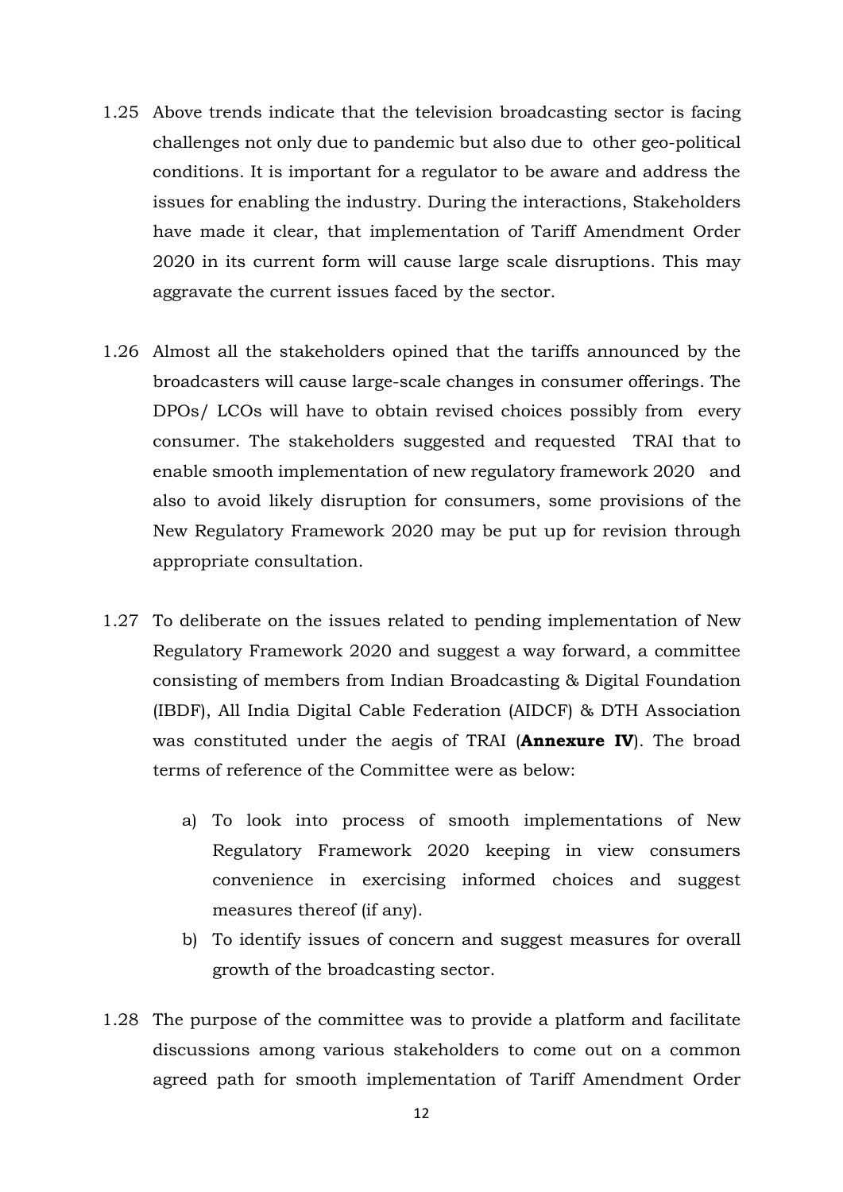1.25 Above trends indicate that the television broadcasting sector is facing challenges not only due to pandemic but also due to other geo-political conditions. It is important for a regulator to be aware and address the issues for enabling the industry. During the interactions, Stakeholders have made it clear, that implementation of Tariff Amendment Order 2020 in its current form will cause large scale disruptions. This may aggravate the current issues faced by the sector.

1.26 Almost all the stakeholders opined that the tariffs announced by the broadcasters will cause large-scale changes in consumer offerings. The DPOs/ LCOs will have to obtain revised choices possibly from every consumer. The stakeholders suggested and requested TRAI that to enable smooth implementation of new regulatory framework 2020 and also to avoid likely disruption for consumers, some provisions of the New Regulatory Framework 2020 may be put up for revision through appropriate consultation.

1.27 To deliberate on the issues related to pending implementation of New Regulatory Framework 2020 and suggest a way forward, a committee consisting of members from Indian Broadcasting & Digital Foundation (IBDF), All India Digital Cable Federation (AIDCF) & DTH Association was constituted under the aegis of TRAI (**Annexure IV**). The broad terms of reference of the Committee were as below:

   a) To look into process of smooth implementations of New Regulatory Framework 2020 keeping in view consumers convenience in exercising informed choices and suggest measures thereof (if any).
   b) To identify issues of concern and suggest measures for overall growth of the broadcasting sector.

1.28 The purpose of the committee was to provide a platform and facilitate discussions among various stakeholders to come out on a common agreed path for smooth implementation of Tariff Amendment Order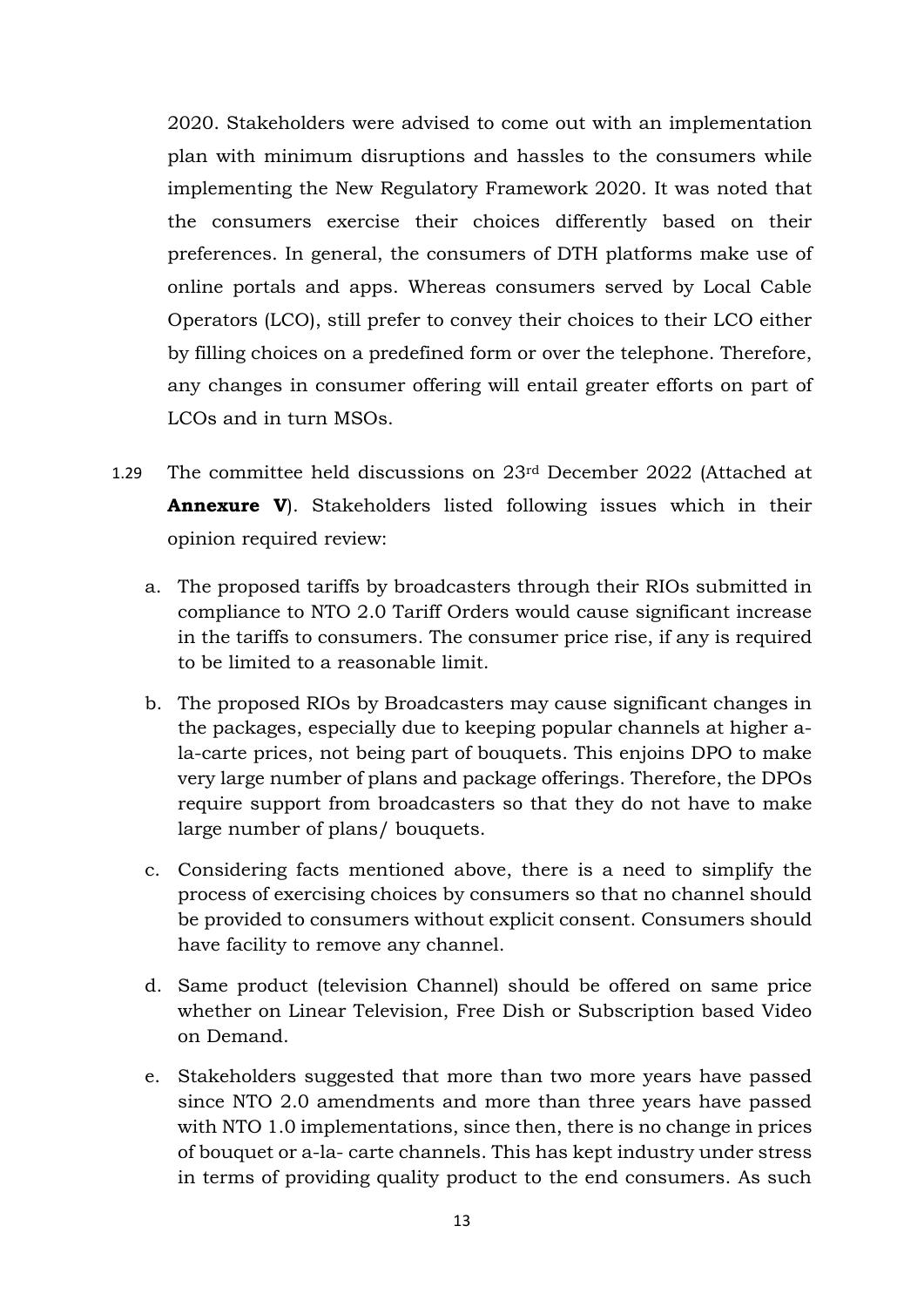2020. Stakeholders were advised to come out with an implementation plan with minimum disruptions and hassles to the consumers while implementing the New Regulatory Framework 2020. It was noted that the consumers exercise their choices differently based on their preferences. In general, the consumers of DTH platforms make use of online portals and apps. Whereas consumers served by Local Cable Operators (LCO), still prefer to convey their choices to their LCO either by filling choices on a predefined form or over the telephone. Therefore, any changes in consumer offering will entail greater efforts on part of LCOs and in turn MSOs.

1.29 The committee held discussions on 23rd December 2022 (Attached at **Annexure V**). Stakeholders listed following issues which in their opinion required review:

a. The proposed tariffs by broadcasters through their RIOs submitted in compliance to NTO 2.0 Tariff Orders would cause significant increase in the tariffs to consumers. The consumer price rise, if any is required to be limited to a reasonable limit.

b. The proposed RIOs by Broadcasters may cause significant changes in the packages, especially due to keeping popular channels at higher a-la-carte prices, not being part of bouquets. This enjoins DPO to make very large number of plans and package offerings. Therefore, the DPOs require support from broadcasters so that they do not have to make large number of plans/ bouquets.

c. Considering facts mentioned above, there is a need to simplify the process of exercising choices by consumers so that no channel should be provided to consumers without explicit consent. Consumers should have facility to remove any channel.

d. Same product (television Channel) should be offered on same price whether on Linear Television, Free Dish or Subscription based Video on Demand.

e. Stakeholders suggested that more than two more years have passed since NTO 2.0 amendments and more than three years have passed with NTO 1.0 implementations, since then, there is no change in prices of bouquet or a-la- carte channels. This has kept industry under stress in terms of providing quality product to the end consumers. As such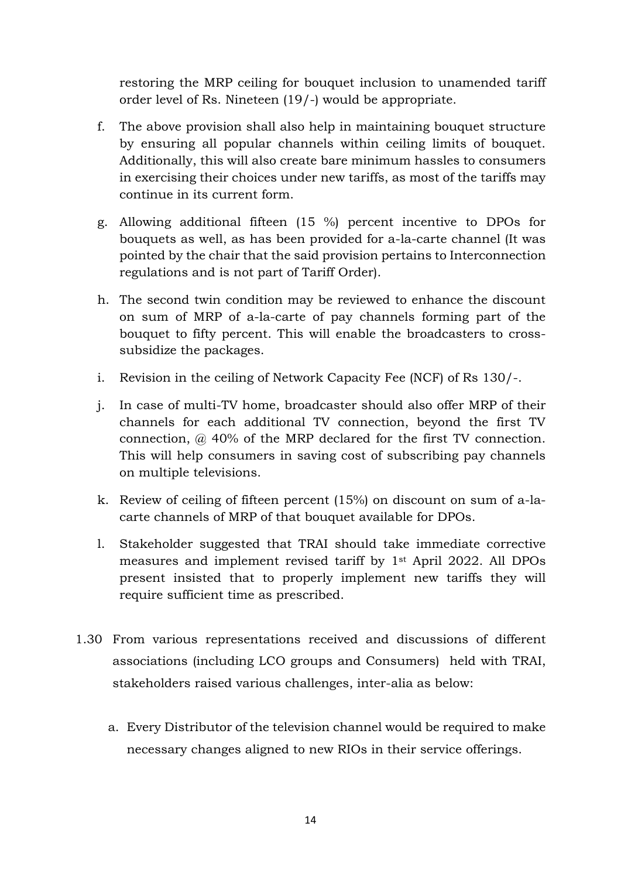restoring the MRP ceiling for bouquet inclusion to unamended tariff order level of Rs. Nineteen (19/-) would be appropriate.

f. The above provision shall also help in maintaining bouquet structure by ensuring all popular channels within ceiling limits of bouquet. Additionally, this will also create bare minimum hassles to consumers in exercising their choices under new tariffs, as most of the tariffs may continue in its current form.

g. Allowing additional fifteen (15 %) percent incentive to DPOs for bouquets as well, as has been provided for a-la-carte channel (It was pointed by the chair that the said provision pertains to Interconnection regulations and is not part of Tariff Order).

h. The second twin condition may be reviewed to enhance the discount on sum of MRP of a-la-carte of pay channels forming part of the bouquet to fifty percent. This will enable the broadcasters to cross-subsidize the packages.

i. Revision in the ceiling of Network Capacity Fee (NCF) of Rs 130/-.

j. In case of multi-TV home, broadcaster should also offer MRP of their channels for each additional TV connection, beyond the first TV connection, @ 40% of the MRP declared for the first TV connection. This will help consumers in saving cost of subscribing pay channels on multiple televisions.

k. Review of ceiling of fifteen percent (15%) on discount on sum of a-la-carte channels of MRP of that bouquet available for DPOs.

l. Stakeholder suggested that TRAI should take immediate corrective measures and implement revised tariff by 1st April 2022. All DPOs present insisted that to properly implement new tariffs they will require sufficient time as prescribed.

1.30 From various representations received and discussions of different associations (including LCO groups and Consumers) held with TRAI, stakeholders raised various challenges, inter-alia as below:

a. Every Distributor of the television channel would be required to make necessary changes aligned to new RIOs in their service offerings.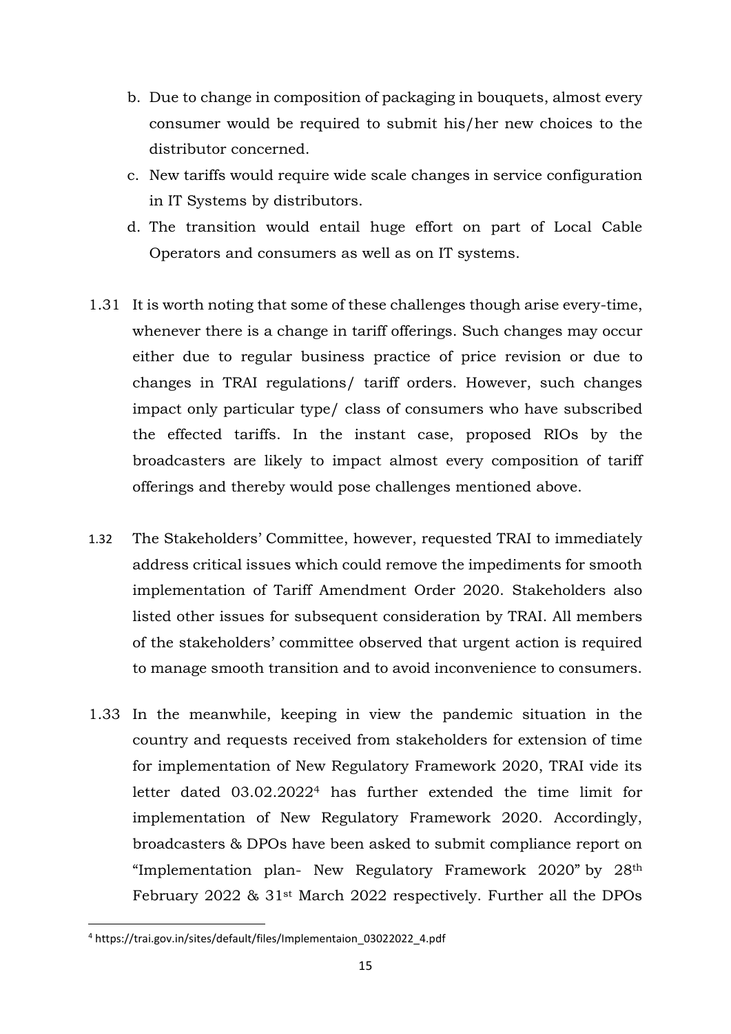b. Due to change in composition of packaging in bouquets, almost every consumer would be required to submit his/her new choices to the distributor concerned.

c. New tariffs would require wide scale changes in service configuration in IT Systems by distributors.

d. The transition would entail huge effort on part of Local Cable Operators and consumers as well as on IT systems.

1.31 It is worth noting that some of these challenges though arise every-time, whenever there is a change in tariff offerings. Such changes may occur either due to regular business practice of price revision or due to changes in TRAI regulations/ tariff orders. However, such changes impact only particular type/ class of consumers who have subscribed the effected tariffs. In the instant case, proposed RIOs by the broadcasters are likely to impact almost every composition of tariff offerings and thereby would pose challenges mentioned above.

1.32 The Stakeholders' Committee, however, requested TRAI to immediately address critical issues which could remove the impediments for smooth implementation of Tariff Amendment Order 2020. Stakeholders also listed other issues for subsequent consideration by TRAI. All members of the stakeholders' committee observed that urgent action is required to manage smooth transition and to avoid inconvenience to consumers.

1.33 In the meanwhile, keeping in view the pandemic situation in the country and requests received from stakeholders for extension of time for implementation of New Regulatory Framework 2020, TRAI vide its letter dated 03.02.2022[4] has further extended the time limit for implementation of New Regulatory Framework 2020. Accordingly, broadcasters & DPOs have been asked to submit compliance report on "Implementation plan- New Regulatory Framework 2020" by 28th February 2022 & 31st March 2022 respectively. Further all the DPOs

[4] https://trai.gov.in/sites/default/files/Implementaion_03022022_4.pdf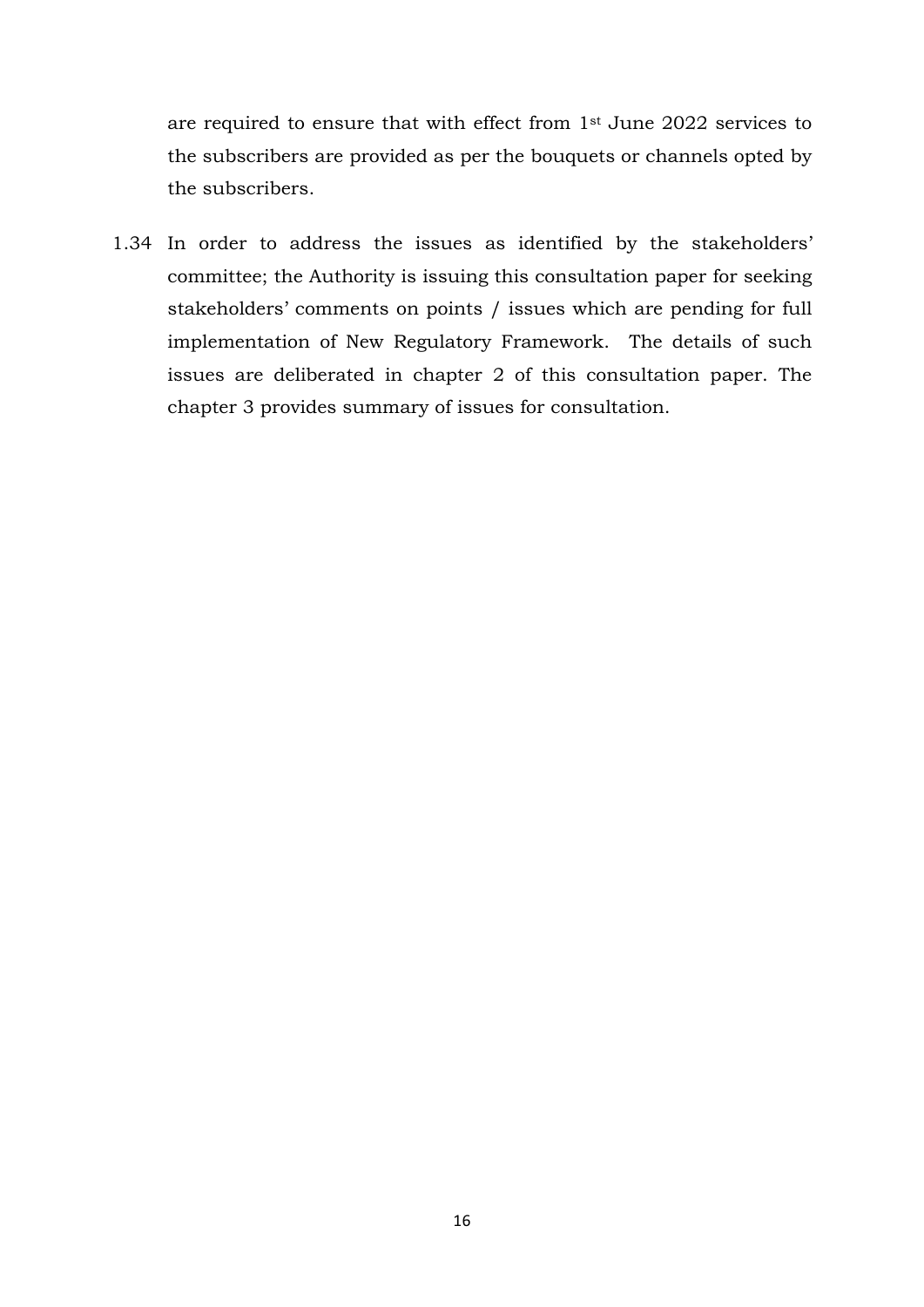are required to ensure that with effect from 1st June 2022 services to the subscribers are provided as per the bouquets or channels opted by the subscribers.

1.34 In order to address the issues as identified by the stakeholders' committee; the Authority is issuing this consultation paper for seeking stakeholders' comments on points / issues which are pending for full implementation of New Regulatory Framework. The details of such issues are deliberated in chapter 2 of this consultation paper. The chapter 3 provides summary of issues for consultation.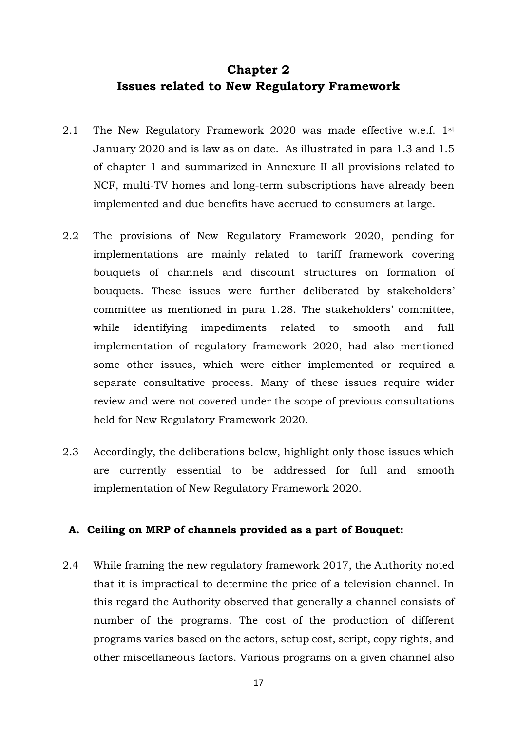# Chapter 2
# Issues related to New Regulatory Framework

2.1 The New Regulatory Framework 2020 was made effective w.e.f. 1st January 2020 and is law as on date. As illustrated in para 1.3 and 1.5 of chapter 1 and summarized in Annexure II all provisions related to NCF, multi-TV homes and long-term subscriptions have already been implemented and due benefits have accrued to consumers at large.

2.2 The provisions of New Regulatory Framework 2020, pending for implementations are mainly related to tariff framework covering bouquets of channels and discount structures on formation of bouquets. These issues were further deliberated by stakeholders' committee as mentioned in para 1.28. The stakeholders' committee, while identifying impediments related to smooth and full implementation of regulatory framework 2020, had also mentioned some other issues, which were either implemented or required a separate consultative process. Many of these issues require wider review and were not covered under the scope of previous consultations held for New Regulatory Framework 2020.

2.3 Accordingly, the deliberations below, highlight only those issues which are currently essential to be addressed for full and smooth implementation of New Regulatory Framework 2020.

## A. Ceiling on MRP of channels provided as a part of Bouquet:

2.4 While framing the new regulatory framework 2017, the Authority noted that it is impractical to determine the price of a television channel. In this regard the Authority observed that generally a channel consists of number of the programs. The cost of the production of different programs varies based on the actors, setup cost, script, copy rights, and other miscellaneous factors. Various programs on a given channel also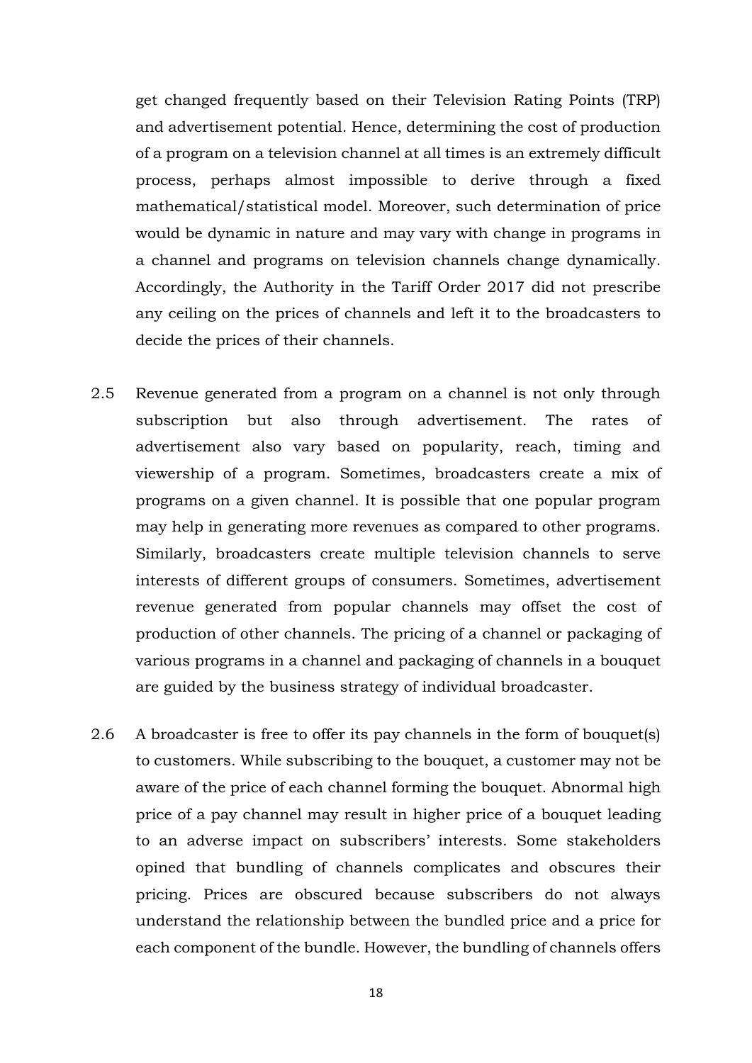get changed frequently based on their Television Rating Points (TRP) and advertisement potential. Hence, determining the cost of production of a program on a television channel at all times is an extremely difficult process, perhaps almost impossible to derive through a fixed mathematical/statistical model. Moreover, such determination of price would be dynamic in nature and may vary with change in programs in a channel and programs on television channels change dynamically. Accordingly, the Authority in the Tariff Order 2017 did not prescribe any ceiling on the prices of channels and left it to the broadcasters to decide the prices of their channels.

2.5 Revenue generated from a program on a channel is not only through subscription but also through advertisement. The rates of advertisement also vary based on popularity, reach, timing and viewership of a program. Sometimes, broadcasters create a mix of programs on a given channel. It is possible that one popular program may help in generating more revenues as compared to other programs. Similarly, broadcasters create multiple television channels to serve interests of different groups of consumers. Sometimes, advertisement revenue generated from popular channels may offset the cost of production of other channels. The pricing of a channel or packaging of various programs in a channel and packaging of channels in a bouquet are guided by the business strategy of individual broadcaster.

2.6 A broadcaster is free to offer its pay channels in the form of bouquet(s) to customers. While subscribing to the bouquet, a customer may not be aware of the price of each channel forming the bouquet. Abnormal high price of a pay channel may result in higher price of a bouquet leading to an adverse impact on subscribers' interests. Some stakeholders opined that bundling of channels complicates and obscures their pricing. Prices are obscured because subscribers do not always understand the relationship between the bundled price and a price for each component of the bundle. However, the bundling of channels offers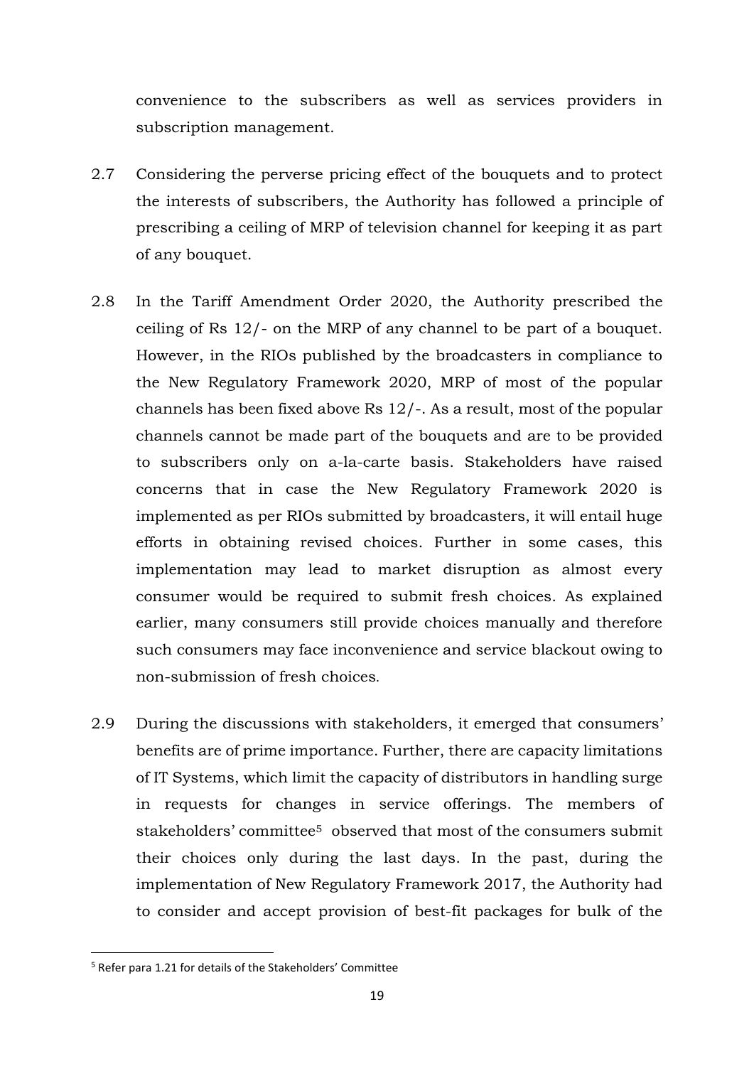convenience to the subscribers as well as services providers in subscription management.

2.7 Considering the perverse pricing effect of the bouquets and to protect the interests of subscribers, the Authority has followed a principle of prescribing a ceiling of MRP of television channel for keeping it as part of any bouquet.

2.8 In the Tariff Amendment Order 2020, the Authority prescribed the ceiling of Rs 12/- on the MRP of any channel to be part of a bouquet. However, in the RIOs published by the broadcasters in compliance to the New Regulatory Framework 2020, MRP of most of the popular channels has been fixed above Rs 12/-. As a result, most of the popular channels cannot be made part of the bouquets and are to be provided to subscribers only on a-la-carte basis. Stakeholders have raised concerns that in case the New Regulatory Framework 2020 is implemented as per RIOs submitted by broadcasters, it will entail huge efforts in obtaining revised choices. Further in some cases, this implementation may lead to market disruption as almost every consumer would be required to submit fresh choices. As explained earlier, many consumers still provide choices manually and therefore such consumers may face inconvenience and service blackout owing to non-submission of fresh choices.

2.9 During the discussions with stakeholders, it emerged that consumers' benefits are of prime importance. Further, there are capacity limitations of IT Systems, which limit the capacity of distributors in handling surge in requests for changes in service offerings. The members of stakeholders' committee[5] observed that most of the consumers submit their choices only during the last days. In the past, during the implementation of New Regulatory Framework 2017, the Authority had to consider and accept provision of best-fit packages for bulk of the

---

[5] Refer para 1.21 for details of the Stakeholders' Committee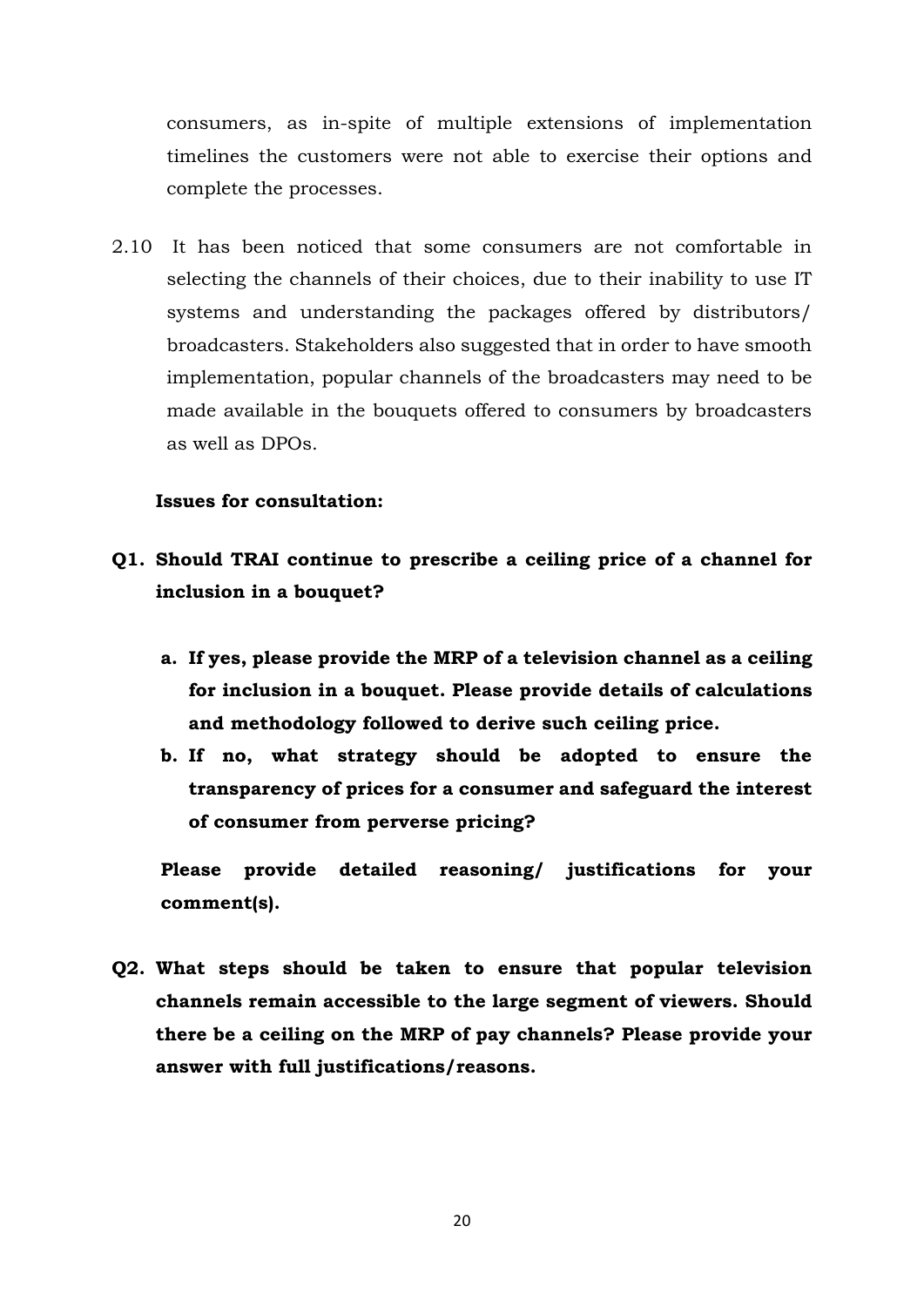consumers, as in-spite of multiple extensions of implementation timelines the customers were not able to exercise their options and complete the processes.

2.10 It has been noticed that some consumers are not comfortable in selecting the channels of their choices, due to their inability to use IT systems and understanding the packages offered by distributors/ broadcasters. Stakeholders also suggested that in order to have smooth implementation, popular channels of the broadcasters may need to be made available in the bouquets offered to consumers by broadcasters as well as DPOs.

**Issues for consultation:**

**Q1. Should TRAI continue to prescribe a ceiling price of a channel for inclusion in a bouquet?**

- **a. If yes, please provide the MRP of a television channel as a ceiling for inclusion in a bouquet. Please provide details of calculations and methodology followed to derive such ceiling price.**
- **b. If no, what strategy should be adopted to ensure the transparency of prices for a consumer and safeguard the interest of consumer from perverse pricing?**

**Please provide detailed reasoning/ justifications for your comment(s).**

**Q2. What steps should be taken to ensure that popular television channels remain accessible to the large segment of viewers. Should there be a ceiling on the MRP of pay channels? Please provide your answer with full justifications/reasons.**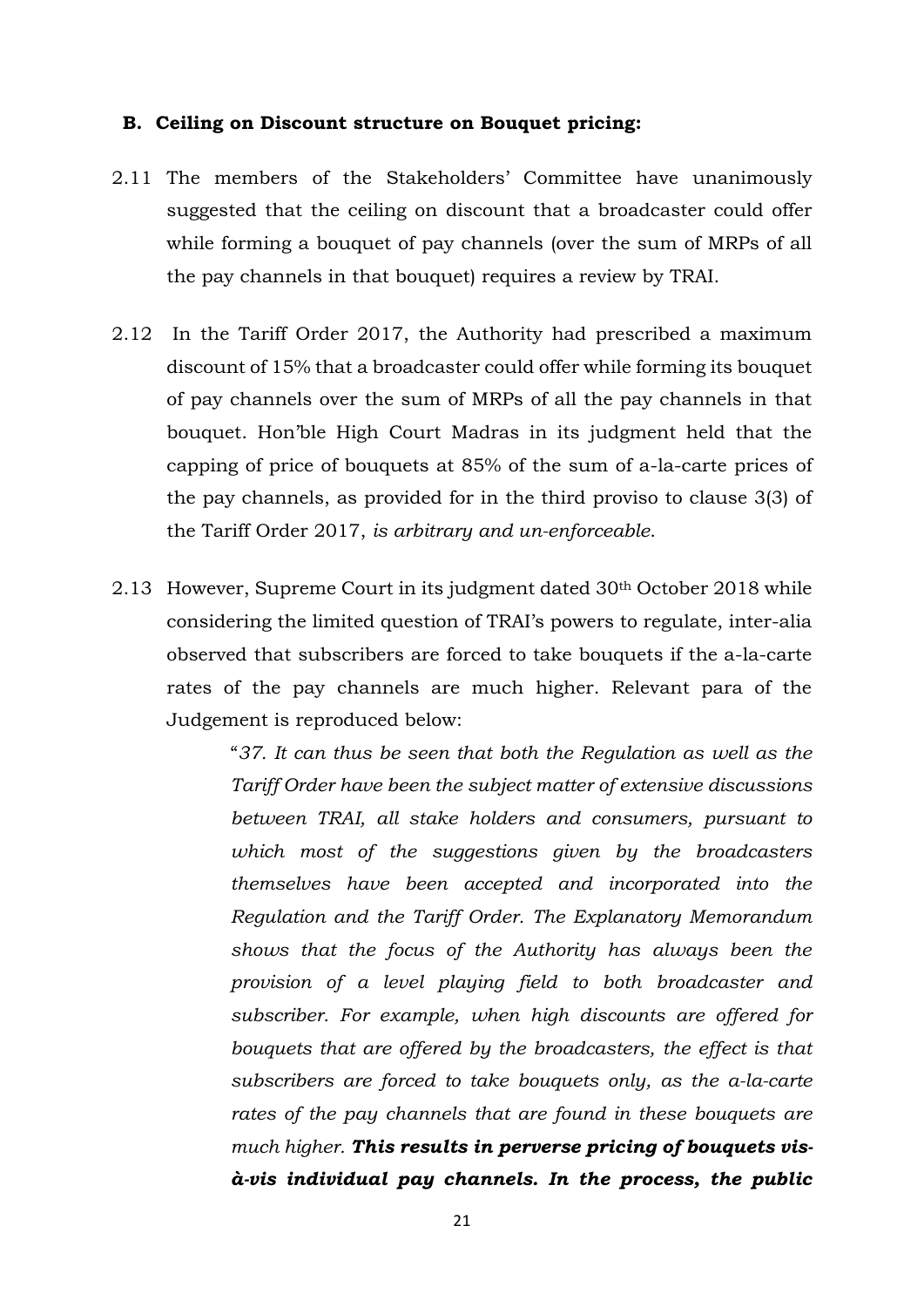### B. Ceiling on Discount structure on Bouquet pricing:

2.11 The members of the Stakeholders' Committee have unanimously suggested that the ceiling on discount that a broadcaster could offer while forming a bouquet of pay channels (over the sum of MRPs of all the pay channels in that bouquet) requires a review by TRAI.

2.12 In the Tariff Order 2017, the Authority had prescribed a maximum discount of 15% that a broadcaster could offer while forming its bouquet of pay channels over the sum of MRPs of all the pay channels in that bouquet. Hon'ble High Court Madras in its judgment held that the capping of price of bouquets at 85% of the sum of a-la-carte prices of the pay channels, as provided for in the third proviso to clause 3(3) of the Tariff Order 2017, *is arbitrary and un-enforceable*.

2.13 However, Supreme Court in its judgment dated 30th October 2018 while considering the limited question of TRAI's powers to regulate, inter-alia observed that subscribers are forced to take bouquets if the a-la-carte rates of the pay channels are much higher. Relevant para of the Judgement is reproduced below:

> "*37. It can thus be seen that both the Regulation as well as the Tariff Order have been the subject matter of extensive discussions between TRAI, all stake holders and consumers, pursuant to which most of the suggestions given by the broadcasters themselves have been accepted and incorporated into the Regulation and the Tariff Order. The Explanatory Memorandum shows that the focus of the Authority has always been the provision of a level playing field to both broadcaster and subscriber. For example, when high discounts are offered for bouquets that are offered by the broadcasters, the effect is that subscribers are forced to take bouquets only, as the a-la-carte rates of the pay channels that are found in these bouquets are much higher.* ***This results in perverse pricing of bouquets vis-à-vis individual pay channels. In the process, the public***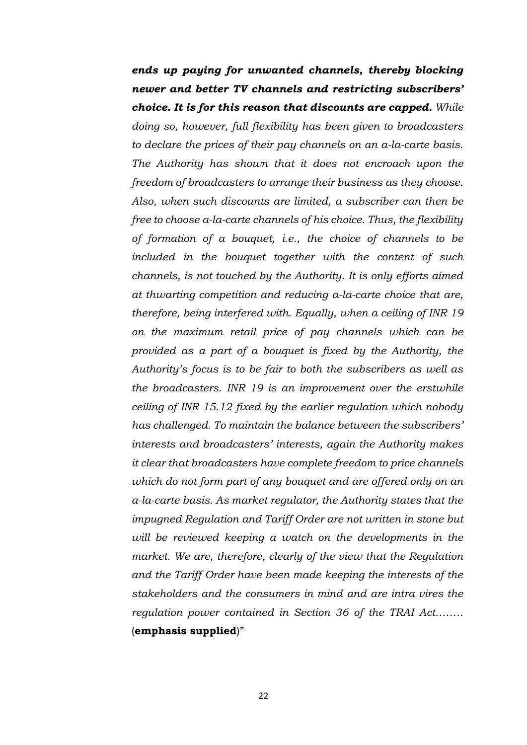***ends up paying for unwanted channels, thereby blocking newer and better TV channels and restricting subscribers' choice. It is for this reason that discounts are capped.*** *While doing so, however, full flexibility has been given to broadcasters to declare the prices of their pay channels on an a-la-carte basis. The Authority has shown that it does not encroach upon the freedom of broadcasters to arrange their business as they choose. Also, when such discounts are limited, a subscriber can then be free to choose a-la-carte channels of his choice. Thus, the flexibility of formation of a bouquet, i.e., the choice of channels to be included in the bouquet together with the content of such channels, is not touched by the Authority. It is only efforts aimed at thwarting competition and reducing a-la-carte choice that are, therefore, being interfered with. Equally, when a ceiling of INR 19 on the maximum retail price of pay channels which can be provided as a part of a bouquet is fixed by the Authority, the Authority's focus is to be fair to both the subscribers as well as the broadcasters. INR 19 is an improvement over the erstwhile ceiling of INR 15.12 fixed by the earlier regulation which nobody has challenged. To maintain the balance between the subscribers' interests and broadcasters' interests, again the Authority makes it clear that broadcasters have complete freedom to price channels which do not form part of any bouquet and are offered only on an a-la-carte basis. As market regulator, the Authority states that the impugned Regulation and Tariff Order are not written in stone but will be reviewed keeping a watch on the developments in the market. We are, therefore, clearly of the view that the Regulation and the Tariff Order have been made keeping the interests of the stakeholders and the consumers in mind and are intra vires the regulation power contained in Section 36 of the TRAI Act……..* (**emphasis supplied**)"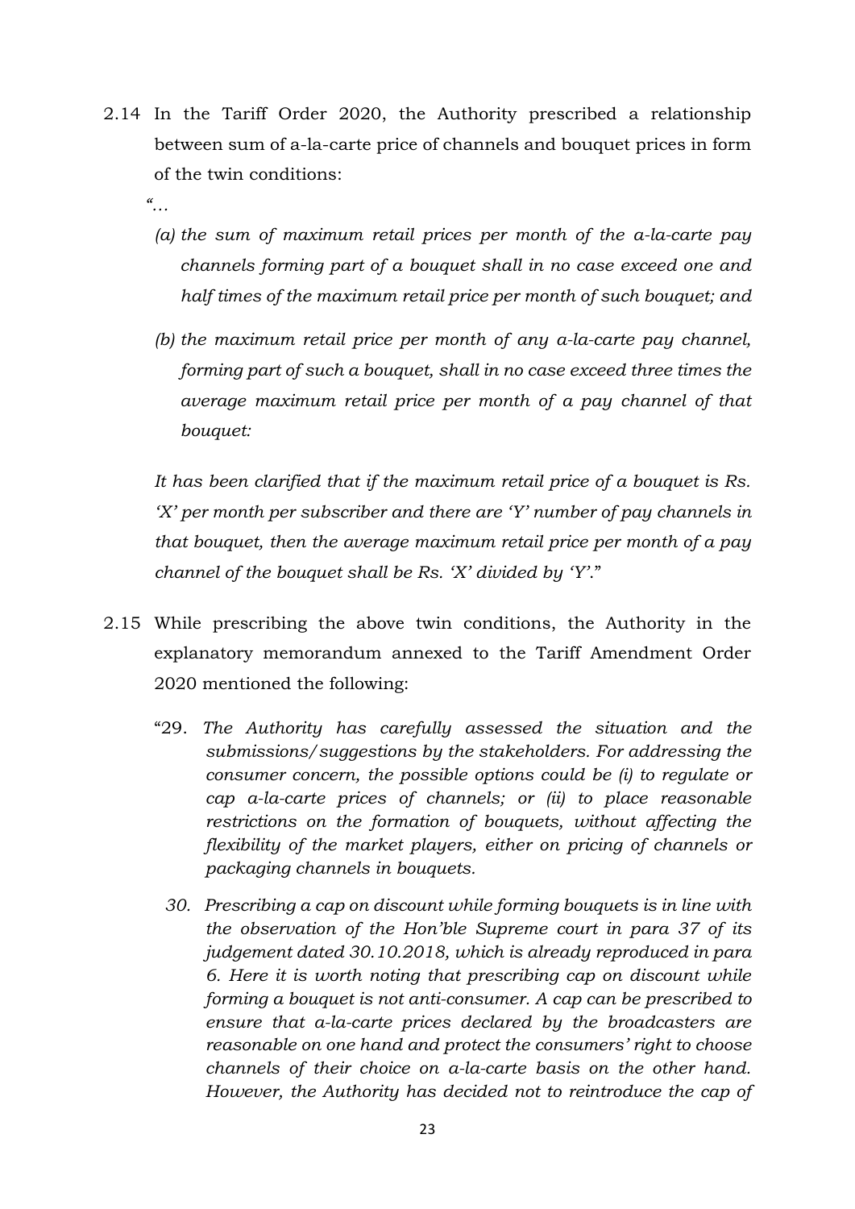2.14 In the Tariff Order 2020, the Authority prescribed a relationship between sum of a-la-carte price of channels and bouquet prices in form of the twin conditions:

"…

*(a) the sum of maximum retail prices per month of the a-la-carte pay channels forming part of a bouquet shall in no case exceed one and half times of the maximum retail price per month of such bouquet; and*

*(b) the maximum retail price per month of any a-la-carte pay channel, forming part of such a bouquet, shall in no case exceed three times the average maximum retail price per month of a pay channel of that bouquet:*

*It has been clarified that if the maximum retail price of a bouquet is Rs. 'X' per month per subscriber and there are 'Y' number of pay channels in that bouquet, then the average maximum retail price per month of a pay channel of the bouquet shall be Rs. 'X' divided by 'Y'.*"

2.15 While prescribing the above twin conditions, the Authority in the explanatory memorandum annexed to the Tariff Amendment Order 2020 mentioned the following:

"29. *The Authority has carefully assessed the situation and the submissions/suggestions by the stakeholders. For addressing the consumer concern, the possible options could be (i) to regulate or cap a-la-carte prices of channels; or (ii) to place reasonable restrictions on the formation of bouquets, without affecting the flexibility of the market players, either on pricing of channels or packaging channels in bouquets.*

30. *Prescribing a cap on discount while forming bouquets is in line with the observation of the Hon'ble Supreme court in para 37 of its judgement dated 30.10.2018, which is already reproduced in para 6. Here it is worth noting that prescribing cap on discount while forming a bouquet is not anti-consumer. A cap can be prescribed to ensure that a-la-carte prices declared by the broadcasters are reasonable on one hand and protect the consumers' right to choose channels of their choice on a-la-carte basis on the other hand. However, the Authority has decided not to reintroduce the cap of*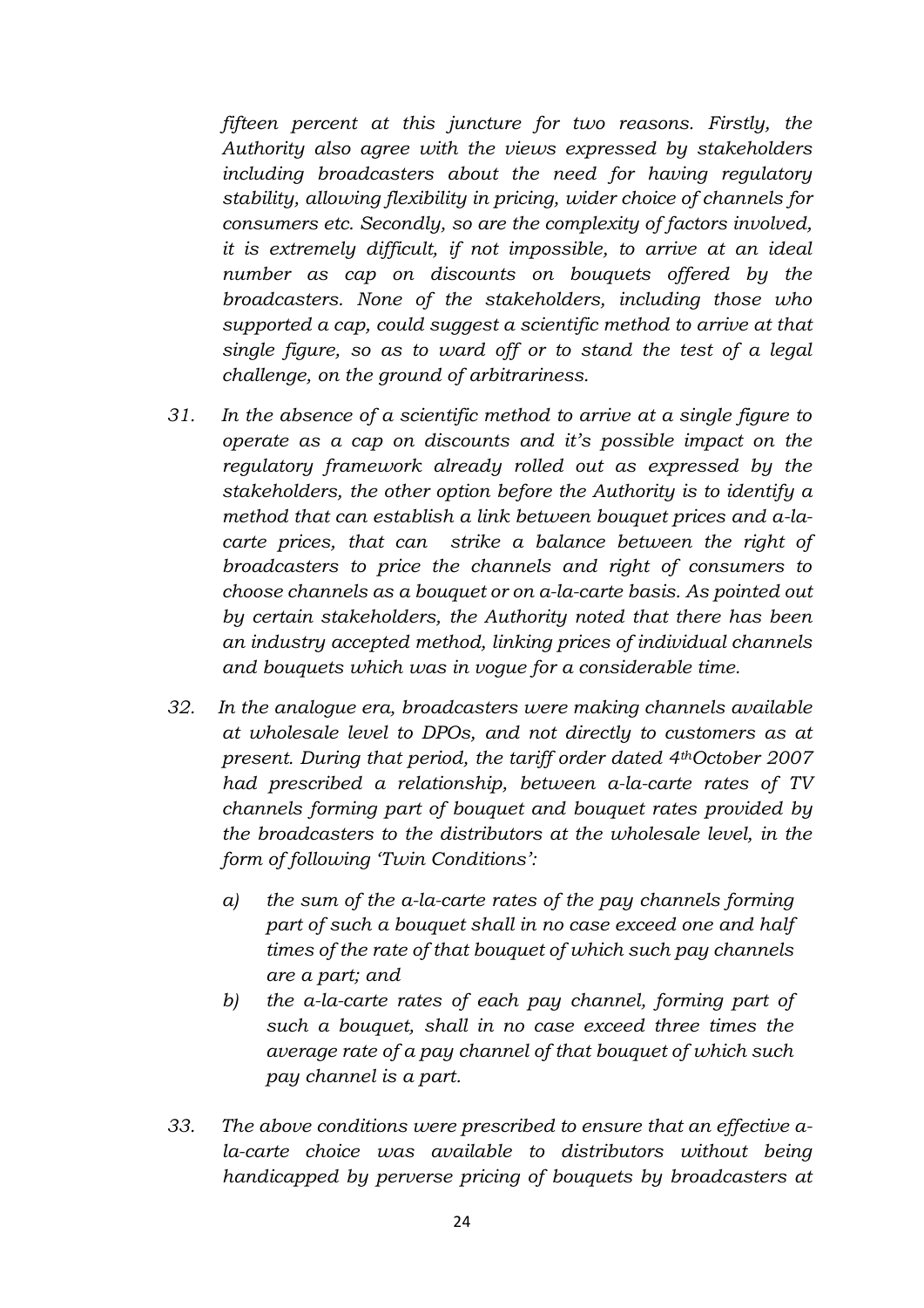*fifteen percent at this juncture for two reasons. Firstly, the Authority also agree with the views expressed by stakeholders including broadcasters about the need for having regulatory stability, allowing flexibility in pricing, wider choice of channels for consumers etc. Secondly, so are the complexity of factors involved, it is extremely difficult, if not impossible, to arrive at an ideal number as cap on discounts on bouquets offered by the broadcasters. None of the stakeholders, including those who supported a cap, could suggest a scientific method to arrive at that single figure, so as to ward off or to stand the test of a legal challenge, on the ground of arbitrariness.*

31. *In the absence of a scientific method to arrive at a single figure to operate as a cap on discounts and it's possible impact on the regulatory framework already rolled out as expressed by the stakeholders, the other option before the Authority is to identify a method that can establish a link between bouquet prices and a-la-carte prices, that can strike a balance between the right of broadcasters to price the channels and right of consumers to choose channels as a bouquet or on a-la-carte basis. As pointed out by certain stakeholders, the Authority noted that there has been an industry accepted method, linking prices of individual channels and bouquets which was in vogue for a considerable time.*

32. *In the analogue era, broadcasters were making channels available at wholesale level to DPOs, and not directly to customers as at present. During that period, the tariff order dated 4th October 2007 had prescribed a relationship, between a-la-carte rates of TV channels forming part of bouquet and bouquet rates provided by the broadcasters to the distributors at the wholesale level, in the form of following 'Twin Conditions':*

    a) *the sum of the a-la-carte rates of the pay channels forming part of such a bouquet shall in no case exceed one and half times of the rate of that bouquet of which such pay channels are a part; and*
    b) *the a-la-carte rates of each pay channel, forming part of such a bouquet, shall in no case exceed three times the average rate of a pay channel of that bouquet of which such pay channel is a part.*

33. *The above conditions were prescribed to ensure that an effective a-la-carte choice was available to distributors without being handicapped by perverse pricing of bouquets by broadcasters at*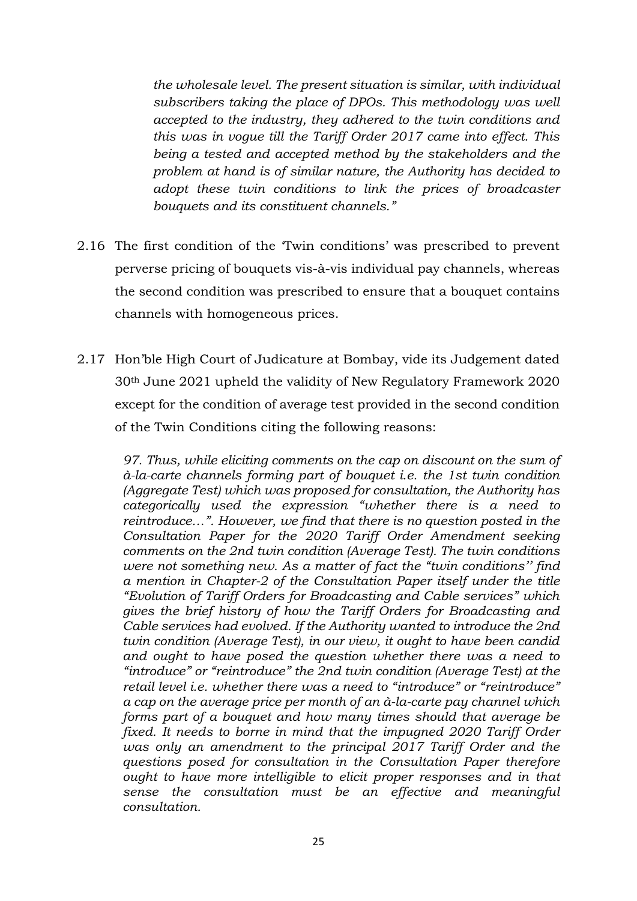*the wholesale level. The present situation is similar, with individual subscribers taking the place of DPOs. This methodology was well accepted to the industry, they adhered to the twin conditions and this was in vogue till the Tariff Order 2017 came into effect. This being a tested and accepted method by the stakeholders and the problem at hand is of similar nature, the Authority has decided to adopt these twin conditions to link the prices of broadcaster bouquets and its constituent channels."*

2.16 The first condition of the 'Twin conditions' was prescribed to prevent perverse pricing of bouquets vis-à-vis individual pay channels, whereas the second condition was prescribed to ensure that a bouquet contains channels with homogeneous prices.

2.17 Hon'ble High Court of Judicature at Bombay, vide its Judgement dated 30th June 2021 upheld the validity of New Regulatory Framework 2020 except for the condition of average test provided in the second condition of the Twin Conditions citing the following reasons:

*97. Thus, while eliciting comments on the cap on discount on the sum of à-la-carte channels forming part of bouquet i.e. the 1st twin condition (Aggregate Test) which was proposed for consultation, the Authority has categorically used the expression "whether there is a need to reintroduce…". However, we find that there is no question posted in the Consultation Paper for the 2020 Tariff Order Amendment seeking comments on the 2nd twin condition (Average Test). The twin conditions were not something new. As a matter of fact the "twin conditions'' find a mention in Chapter-2 of the Consultation Paper itself under the title "Evolution of Tariff Orders for Broadcasting and Cable services" which gives the brief history of how the Tariff Orders for Broadcasting and Cable services had evolved. If the Authority wanted to introduce the 2nd twin condition (Average Test), in our view, it ought to have been candid and ought to have posed the question whether there was a need to "introduce" or "reintroduce" the 2nd twin condition (Average Test) at the retail level i.e. whether there was a need to "introduce" or "reintroduce" a cap on the average price per month of an à-la-carte pay channel which forms part of a bouquet and how many times should that average be fixed. It needs to borne in mind that the impugned 2020 Tariff Order was only an amendment to the principal 2017 Tariff Order and the questions posed for consultation in the Consultation Paper therefore ought to have more intelligible to elicit proper responses and in that sense the consultation must be an effective and meaningful consultation.*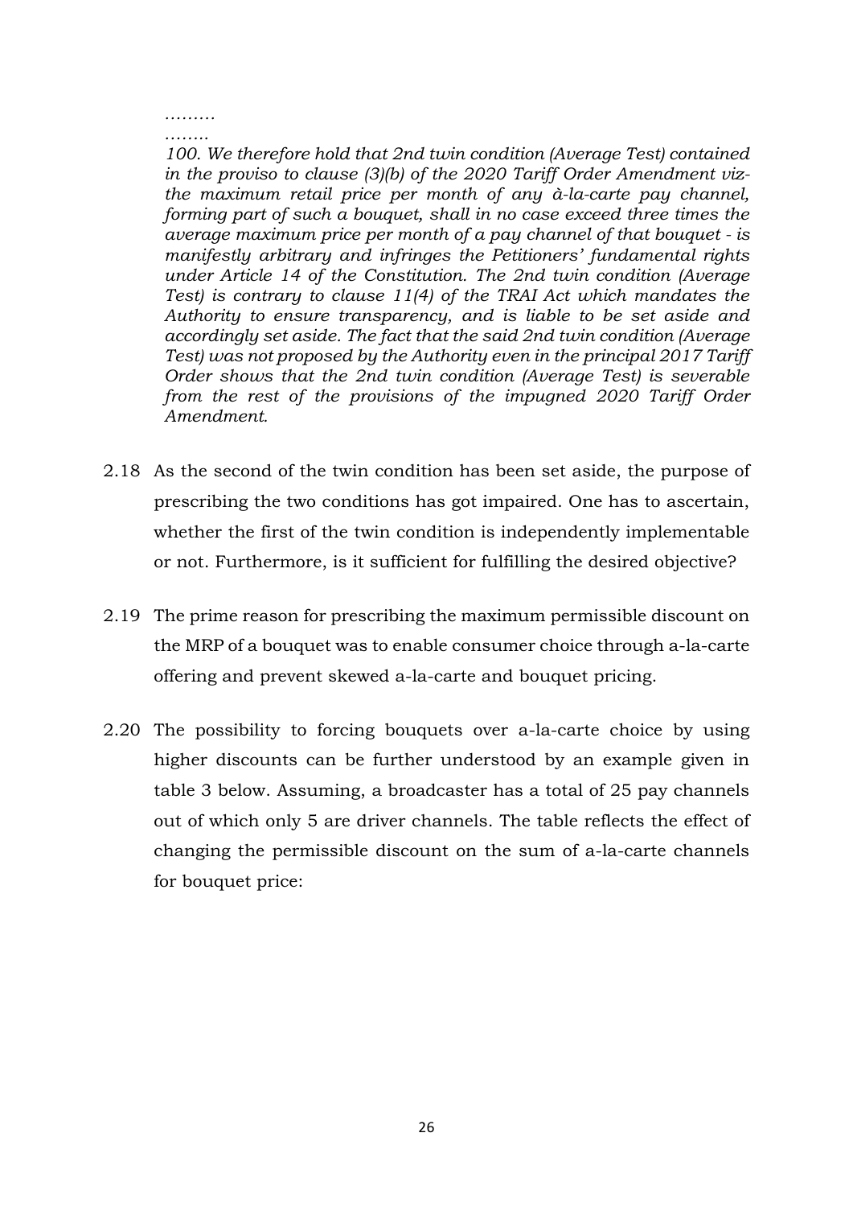*………*

*……..*

*100. We therefore hold that 2nd twin condition (Average Test) contained in the proviso to clause (3)(b) of the 2020 Tariff Order Amendment viz- the maximum retail price per month of any à-la-carte pay channel, forming part of such a bouquet, shall in no case exceed three times the average maximum price per month of a pay channel of that bouquet - is manifestly arbitrary and infringes the Petitioners' fundamental rights under Article 14 of the Constitution. The 2nd twin condition (Average Test) is contrary to clause 11(4) of the TRAI Act which mandates the Authority to ensure transparency, and is liable to be set aside and accordingly set aside. The fact that the said 2nd twin condition (Average Test) was not proposed by the Authority even in the principal 2017 Tariff Order shows that the 2nd twin condition (Average Test) is severable from the rest of the provisions of the impugned 2020 Tariff Order Amendment.*

2.18 As the second of the twin condition has been set aside, the purpose of prescribing the two conditions has got impaired. One has to ascertain, whether the first of the twin condition is independently implementable or not. Furthermore, is it sufficient for fulfilling the desired objective?

2.19 The prime reason for prescribing the maximum permissible discount on the MRP of a bouquet was to enable consumer choice through a-la-carte offering and prevent skewed a-la-carte and bouquet pricing.

2.20 The possibility to forcing bouquets over a-la-carte choice by using higher discounts can be further understood by an example given in table 3 below. Assuming, a broadcaster has a total of 25 pay channels out of which only 5 are driver channels. The table reflects the effect of changing the permissible discount on the sum of a-la-carte channels for bouquet price: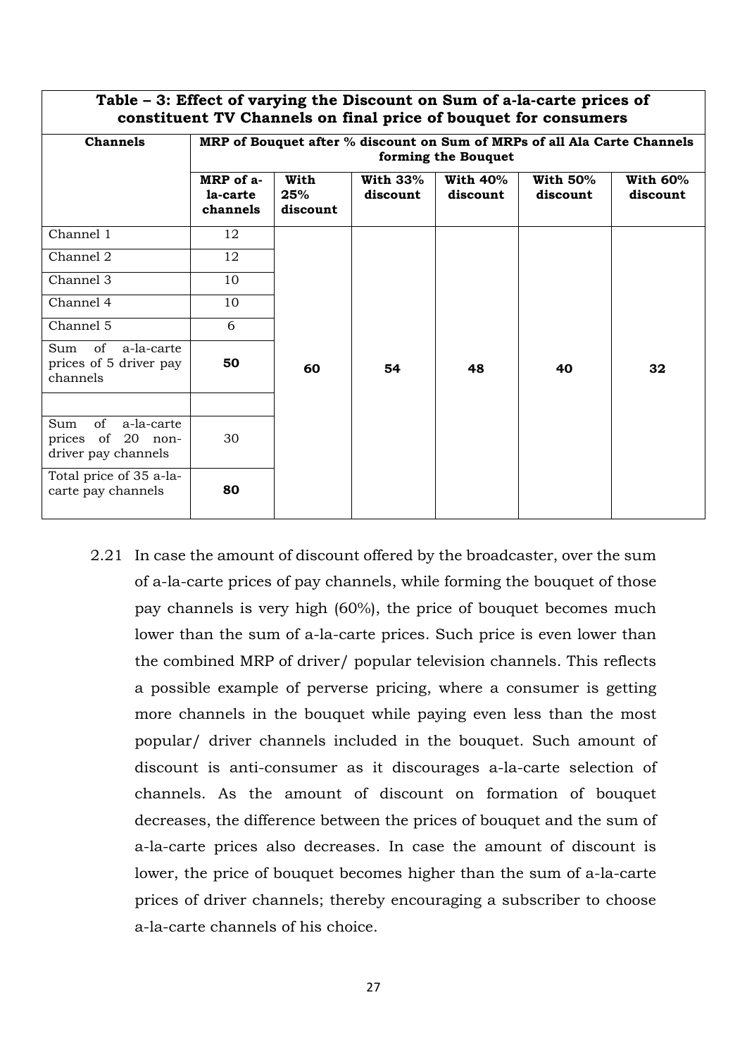**Table – 3: Effect of varying the Discount on Sum of a-la-carte prices of constituent TV Channels on final price of bouquet for consumers**

| Channels | MRP of Bouquet after % discount on Sum of MRPs of all Ala Carte Channels forming the Bouquet | | | | | |
|---|---|---|---|---|---|---|
| | **MRP of a-la-carte channels** | **With 25% discount** | **With 33% discount** | **With 40% discount** | **With 50% discount** | **With 60% discount** |
| Channel 1 | 12 | | | | | |
| Channel 2 | 12 | | | | | |
| Channel 3 | 10 | | | | | |
| Channel 4 | 10 | | | | | |
| Channel 5 | 6 | | | | | |
| Sum of a-la-carte prices of 5 driver pay channels | **50** | **60** | **54** | **48** | **40** | **32** |
| | | | | | | |
| Sum of a-la-carte prices of 20 non-driver pay channels | 30 | | | | | |
| Total price of 35 a-la-carte pay channels | **80** | | | | | |

2.21 In case the amount of discount offered by the broadcaster, over the sum of a-la-carte prices of pay channels, while forming the bouquet of those pay channels is very high (60%), the price of bouquet becomes much lower than the sum of a-la-carte prices. Such price is even lower than the combined MRP of driver/ popular television channels. This reflects a possible example of perverse pricing, where a consumer is getting more channels in the bouquet while paying even less than the most popular/ driver channels included in the bouquet. Such amount of discount is anti-consumer as it discourages a-la-carte selection of channels. As the amount of discount on formation of bouquet decreases, the difference between the prices of bouquet and the sum of a-la-carte prices also decreases. In case the amount of discount is lower, the price of bouquet becomes higher than the sum of a-la-carte prices of driver channels; thereby encouraging a subscriber to choose a-la-carte channels of his choice.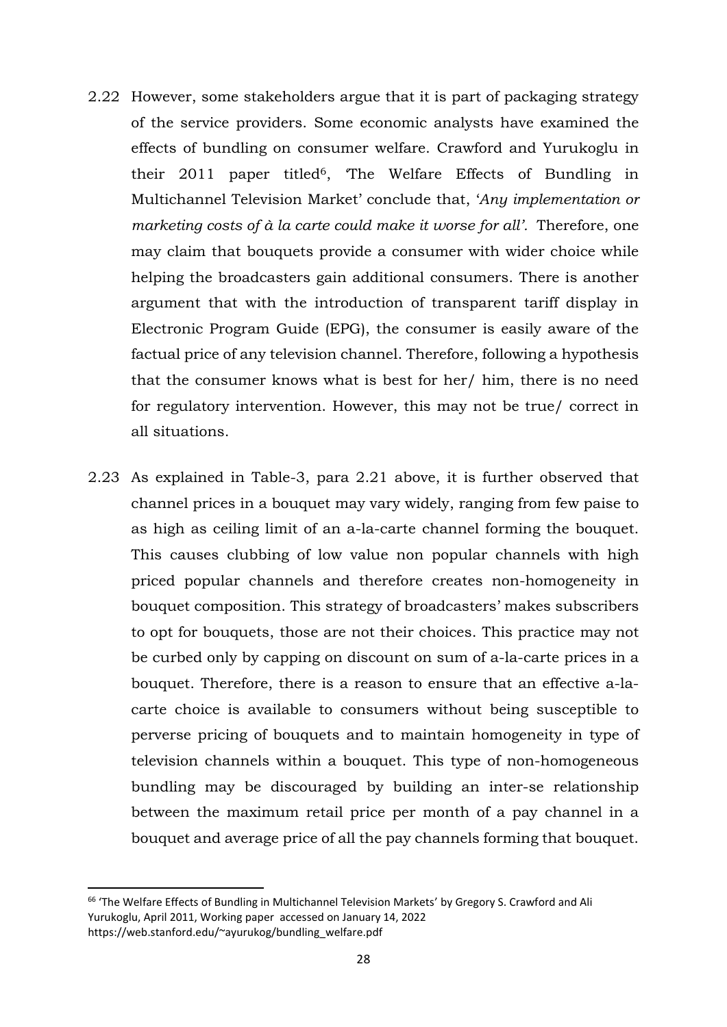2.22 However, some stakeholders argue that it is part of packaging strategy of the service providers. Some economic analysts have examined the effects of bundling on consumer welfare. Crawford and Yurukoglu in their 2011 paper titled[6], 'The Welfare Effects of Bundling in Multichannel Television Market' conclude that, '*Any implementation or marketing costs of à la carte could make it worse for all'.* Therefore, one may claim that bouquets provide a consumer with wider choice while helping the broadcasters gain additional consumers. There is another argument that with the introduction of transparent tariff display in Electronic Program Guide (EPG), the consumer is easily aware of the factual price of any television channel. Therefore, following a hypothesis that the consumer knows what is best for her/ him, there is no need for regulatory intervention. However, this may not be true/ correct in all situations.

2.23 As explained in Table-3, para 2.21 above, it is further observed that channel prices in a bouquet may vary widely, ranging from few paise to as high as ceiling limit of an a-la-carte channel forming the bouquet. This causes clubbing of low value non popular channels with high priced popular channels and therefore creates non-homogeneity in bouquet composition. This strategy of broadcasters' makes subscribers to opt for bouquets, those are not their choices. This practice may not be curbed only by capping on discount on sum of a-la-carte prices in a bouquet. Therefore, there is a reason to ensure that an effective a-la-carte choice is available to consumers without being susceptible to perverse pricing of bouquets and to maintain homogeneity in type of television channels within a bouquet. This type of non-homogeneous bundling may be discouraged by building an inter-se relationship between the maximum retail price per month of a pay channel in a bouquet and average price of all the pay channels forming that bouquet.

---

[66] 'The Welfare Effects of Bundling in Multichannel Television Markets' by Gregory S. Crawford and Ali Yurukoglu, April 2011, Working paper accessed on January 14, 2022 https://web.stanford.edu/~ayurukog/bundling_welfare.pdf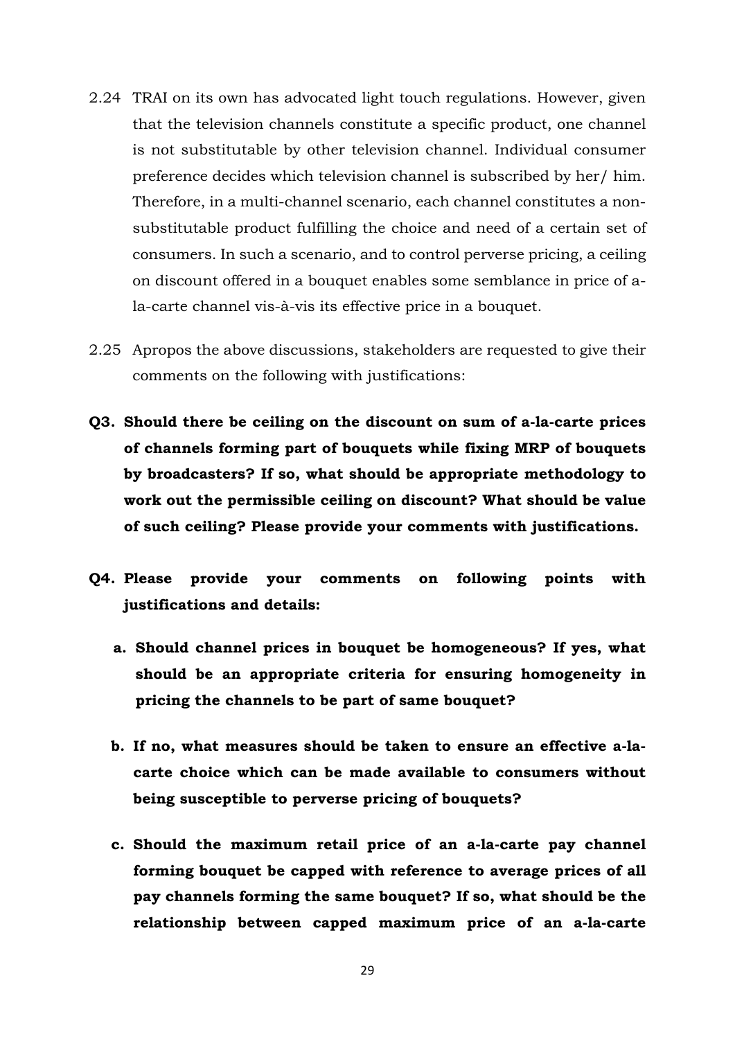2.24 TRAI on its own has advocated light touch regulations. However, given that the television channels constitute a specific product, one channel is not substitutable by other television channel. Individual consumer preference decides which television channel is subscribed by her/ him. Therefore, in a multi-channel scenario, each channel constitutes a non-substitutable product fulfilling the choice and need of a certain set of consumers. In such a scenario, and to control perverse pricing, a ceiling on discount offered in a bouquet enables some semblance in price of a-la-carte channel vis-à-vis its effective price in a bouquet.

2.25 Apropos the above discussions, stakeholders are requested to give their comments on the following with justifications:

**Q3. Should there be ceiling on the discount on sum of a-la-carte prices of channels forming part of bouquets while fixing MRP of bouquets by broadcasters? If so, what should be appropriate methodology to work out the permissible ceiling on discount? What should be value of such ceiling? Please provide your comments with justifications.**

**Q4. Please provide your comments on following points with justifications and details:**

**a. Should channel prices in bouquet be homogeneous? If yes, what should be an appropriate criteria for ensuring homogeneity in pricing the channels to be part of same bouquet?**

**b. If no, what measures should be taken to ensure an effective a-la-carte choice which can be made available to consumers without being susceptible to perverse pricing of bouquets?**

**c. Should the maximum retail price of an a-la-carte pay channel forming bouquet be capped with reference to average prices of all pay channels forming the same bouquet? If so, what should be the relationship between capped maximum price of an a-la-carte**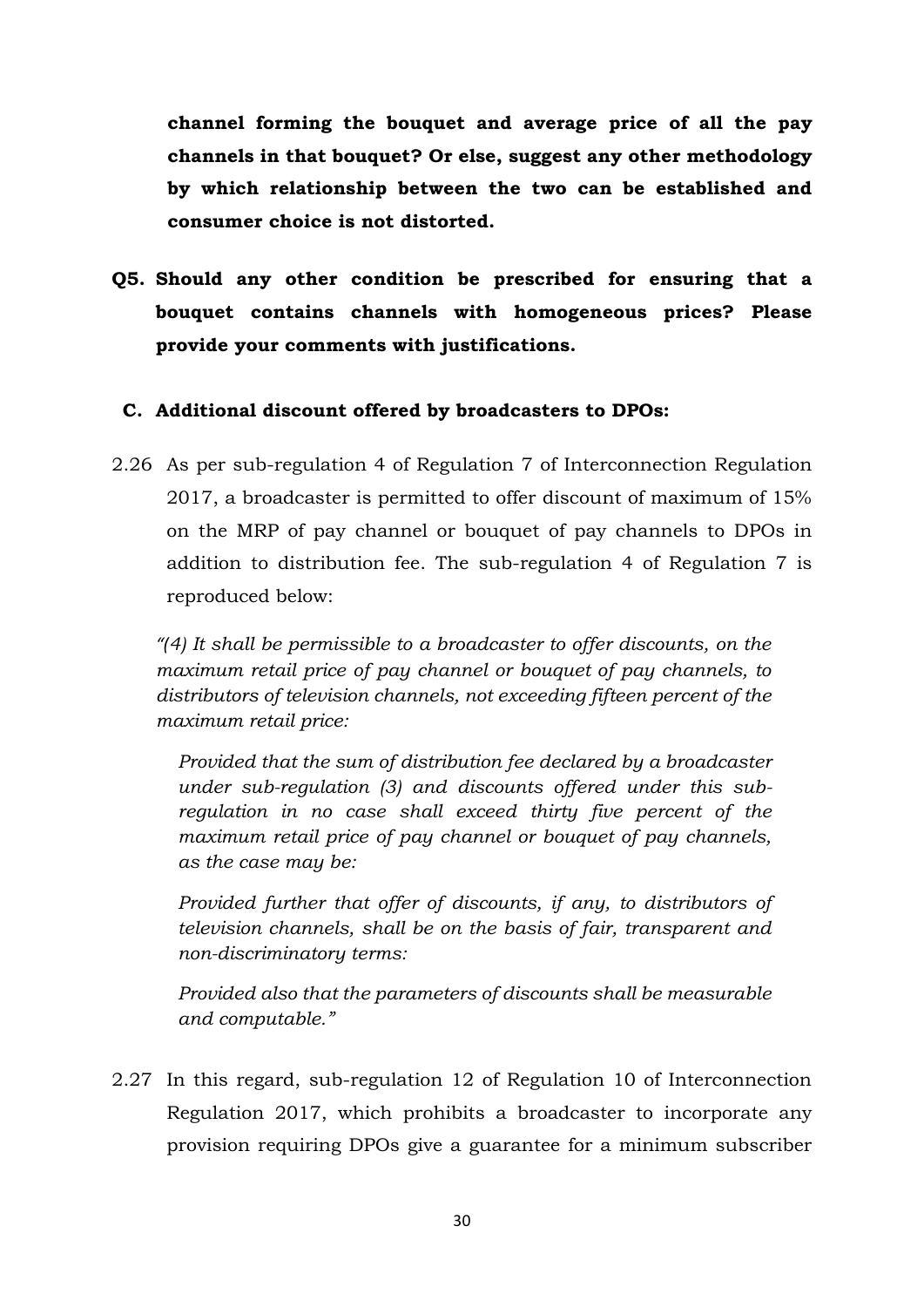**channel forming the bouquet and average price of all the pay channels in that bouquet? Or else, suggest any other methodology by which relationship between the two can be established and consumer choice is not distorted.**

**Q5. Should any other condition be prescribed for ensuring that a bouquet contains channels with homogeneous prices? Please provide your comments with justifications.**

### C. Additional discount offered by broadcasters to DPOs:

2.26 As per sub-regulation 4 of Regulation 7 of Interconnection Regulation 2017, a broadcaster is permitted to offer discount of maximum of 15% on the MRP of pay channel or bouquet of pay channels to DPOs in addition to distribution fee. The sub-regulation 4 of Regulation 7 is reproduced below:

*"(4) It shall be permissible to a broadcaster to offer discounts, on the maximum retail price of pay channel or bouquet of pay channels, to distributors of television channels, not exceeding fifteen percent of the maximum retail price:*

*Provided that the sum of distribution fee declared by a broadcaster under sub-regulation (3) and discounts offered under this sub-regulation in no case shall exceed thirty five percent of the maximum retail price of pay channel or bouquet of pay channels, as the case may be:*

*Provided further that offer of discounts, if any, to distributors of television channels, shall be on the basis of fair, transparent and non-discriminatory terms:*

*Provided also that the parameters of discounts shall be measurable and computable."*

2.27 In this regard, sub-regulation 12 of Regulation 10 of Interconnection Regulation 2017, which prohibits a broadcaster to incorporate any provision requiring DPOs give a guarantee for a minimum subscriber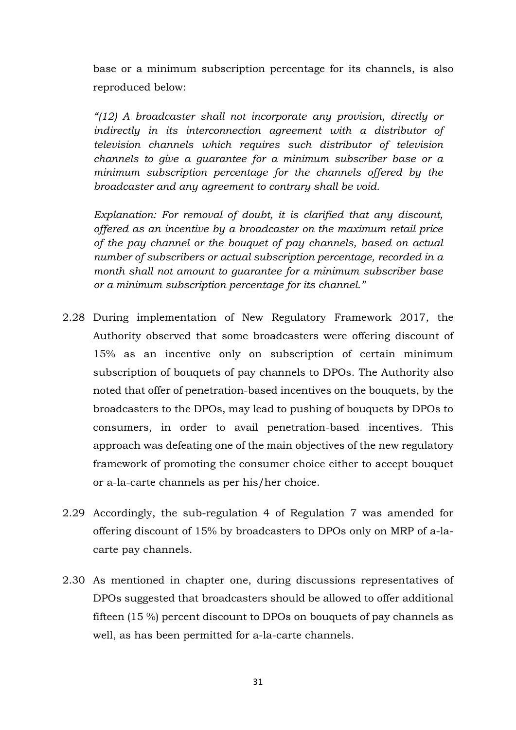base or a minimum subscription percentage for its channels, is also reproduced below:

*"(12) A broadcaster shall not incorporate any provision, directly or indirectly in its interconnection agreement with a distributor of television channels which requires such distributor of television channels to give a guarantee for a minimum subscriber base or a minimum subscription percentage for the channels offered by the broadcaster and any agreement to contrary shall be void.*

*Explanation: For removal of doubt, it is clarified that any discount, offered as an incentive by a broadcaster on the maximum retail price of the pay channel or the bouquet of pay channels, based on actual number of subscribers or actual subscription percentage, recorded in a month shall not amount to guarantee for a minimum subscriber base or a minimum subscription percentage for its channel."*

2.28 During implementation of New Regulatory Framework 2017, the Authority observed that some broadcasters were offering discount of 15% as an incentive only on subscription of certain minimum subscription of bouquets of pay channels to DPOs. The Authority also noted that offer of penetration-based incentives on the bouquets, by the broadcasters to the DPOs, may lead to pushing of bouquets by DPOs to consumers, in order to avail penetration-based incentives. This approach was defeating one of the main objectives of the new regulatory framework of promoting the consumer choice either to accept bouquet or a-la-carte channels as per his/her choice.

2.29 Accordingly, the sub-regulation 4 of Regulation 7 was amended for offering discount of 15% by broadcasters to DPOs only on MRP of a-la-carte pay channels.

2.30 As mentioned in chapter one, during discussions representatives of DPOs suggested that broadcasters should be allowed to offer additional fifteen (15 %) percent discount to DPOs on bouquets of pay channels as well, as has been permitted for a-la-carte channels.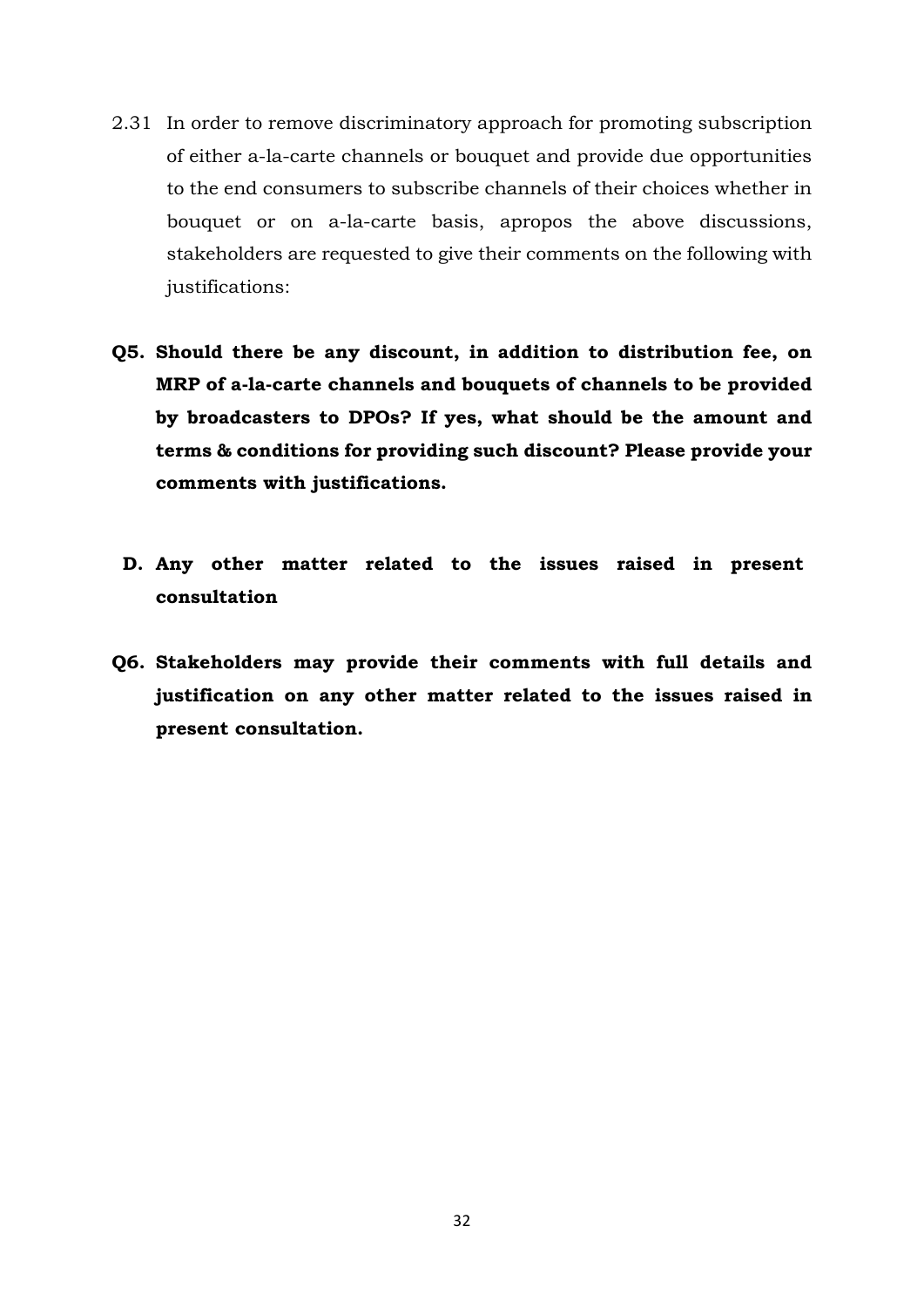2.31 In order to remove discriminatory approach for promoting subscription of either a-la-carte channels or bouquet and provide due opportunities to the end consumers to subscribe channels of their choices whether in bouquet or on a-la-carte basis, apropos the above discussions, stakeholders are requested to give their comments on the following with justifications:

**Q5. Should there be any discount, in addition to distribution fee, on MRP of a-la-carte channels and bouquets of channels to be provided by broadcasters to DPOs? If yes, what should be the amount and terms & conditions for providing such discount? Please provide your comments with justifications.**

## D. Any other matter related to the issues raised in present consultation

**Q6. Stakeholders may provide their comments with full details and justification on any other matter related to the issues raised in present consultation.**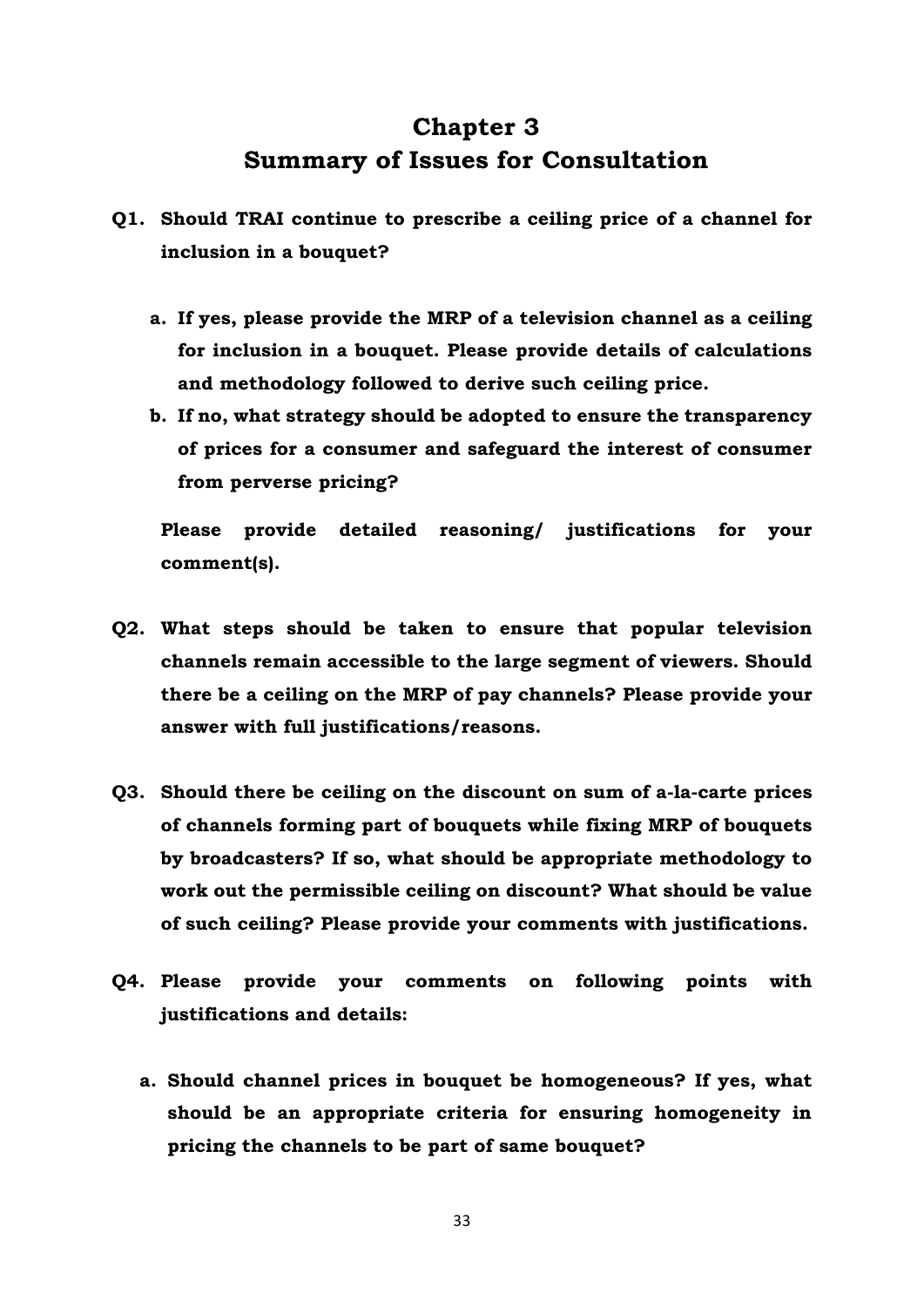# Chapter 3
# Summary of Issues for Consultation

**Q1. Should TRAI continue to prescribe a ceiling price of a channel for inclusion in a bouquet?**

**a. If yes, please provide the MRP of a television channel as a ceiling for inclusion in a bouquet. Please provide details of calculations and methodology followed to derive such ceiling price.**

**b. If no, what strategy should be adopted to ensure the transparency of prices for a consumer and safeguard the interest of consumer from perverse pricing?**

**Please provide detailed reasoning/ justifications for your comment(s).**

**Q2. What steps should be taken to ensure that popular television channels remain accessible to the large segment of viewers. Should there be a ceiling on the MRP of pay channels? Please provide your answer with full justifications/reasons.**

**Q3. Should there be ceiling on the discount on sum of a-la-carte prices of channels forming part of bouquets while fixing MRP of bouquets by broadcasters? If so, what should be appropriate methodology to work out the permissible ceiling on discount? What should be value of such ceiling? Please provide your comments with justifications.**

**Q4. Please provide your comments on following points with justifications and details:**

**a. Should channel prices in bouquet be homogeneous? If yes, what should be an appropriate criteria for ensuring homogeneity in pricing the channels to be part of same bouquet?**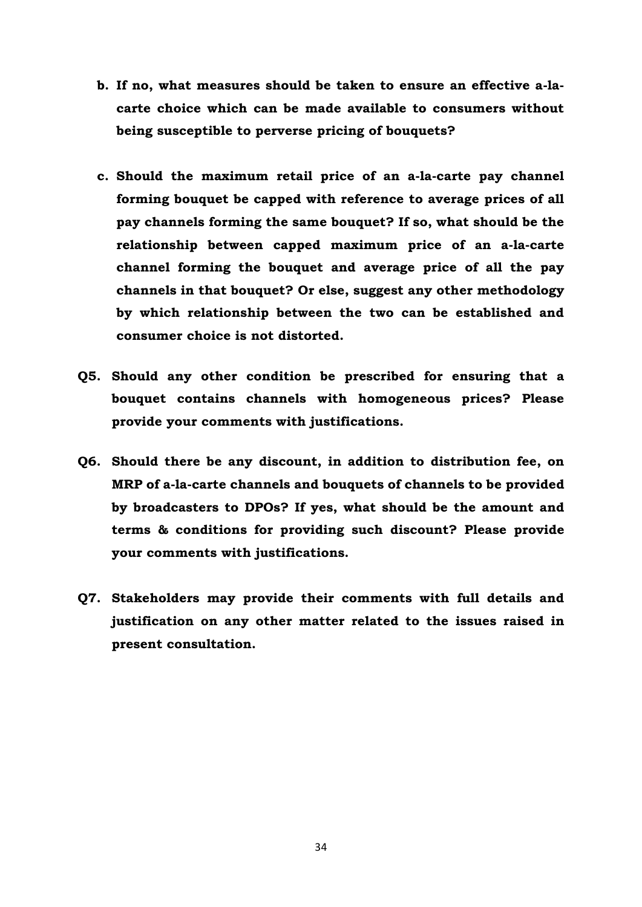**b. If no, what measures should be taken to ensure an effective a-la-carte choice which can be made available to consumers without being susceptible to perverse pricing of bouquets?**

**c. Should the maximum retail price of an a-la-carte pay channel forming bouquet be capped with reference to average prices of all pay channels forming the same bouquet? If so, what should be the relationship between capped maximum price of an a-la-carte channel forming the bouquet and average price of all the pay channels in that bouquet? Or else, suggest any other methodology by which relationship between the two can be established and consumer choice is not distorted.**

**Q5. Should any other condition be prescribed for ensuring that a bouquet contains channels with homogeneous prices? Please provide your comments with justifications.**

**Q6. Should there be any discount, in addition to distribution fee, on MRP of a-la-carte channels and bouquets of channels to be provided by broadcasters to DPOs? If yes, what should be the amount and terms & conditions for providing such discount? Please provide your comments with justifications.**

**Q7. Stakeholders may provide their comments with full details and justification on any other matter related to the issues raised in present consultation.**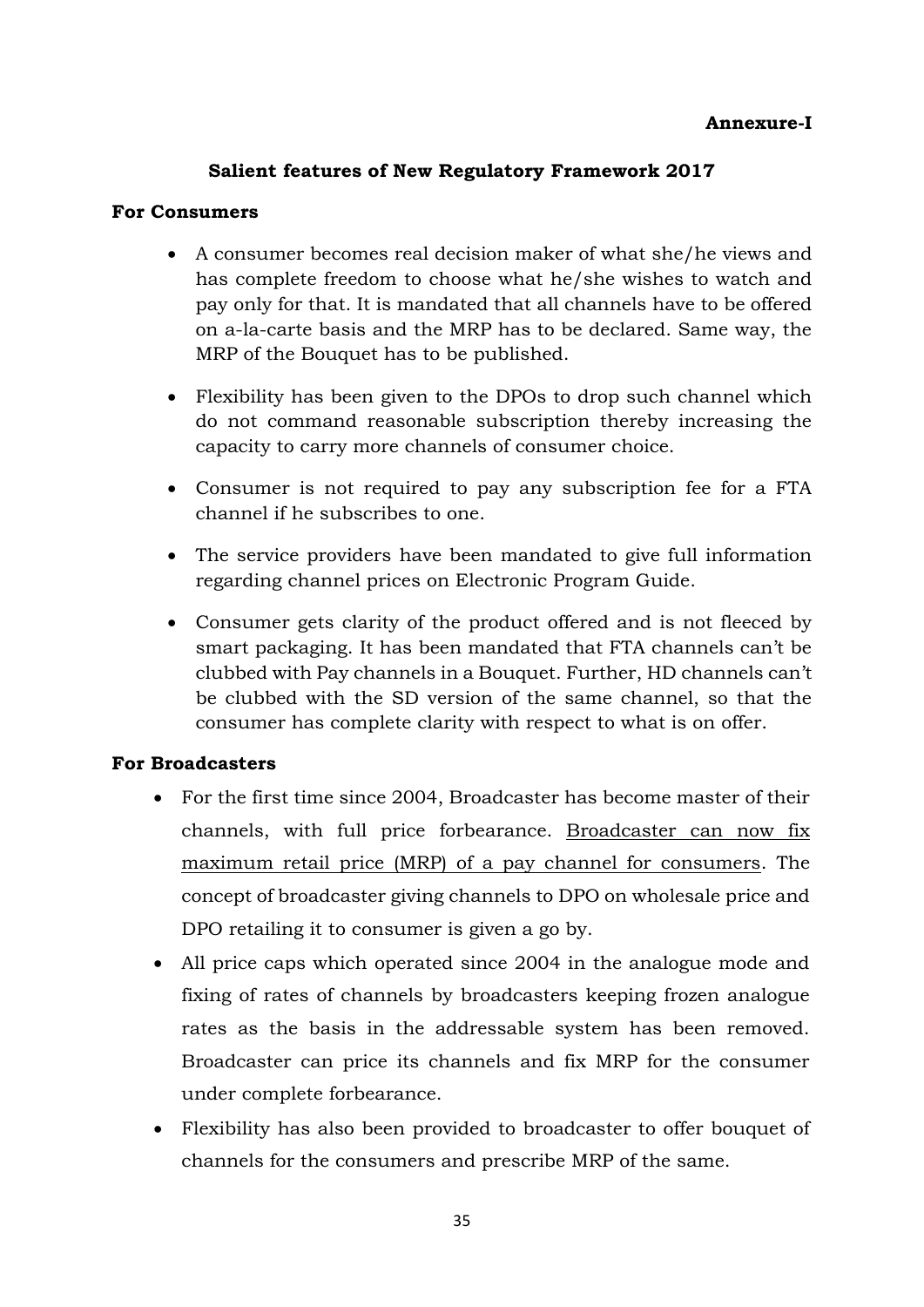**Annexure-I**

## Salient features of New Regulatory Framework 2017

### For Consumers

- A consumer becomes real decision maker of what she/he views and has complete freedom to choose what he/she wishes to watch and pay only for that. It is mandated that all channels have to be offered on a-la-carte basis and the MRP has to be declared. Same way, the MRP of the Bouquet has to be published.
- Flexibility has been given to the DPOs to drop such channel which do not command reasonable subscription thereby increasing the capacity to carry more channels of consumer choice.
- Consumer is not required to pay any subscription fee for a FTA channel if he subscribes to one.
- The service providers have been mandated to give full information regarding channel prices on Electronic Program Guide.
- Consumer gets clarity of the product offered and is not fleeced by smart packaging. It has been mandated that FTA channels can't be clubbed with Pay channels in a Bouquet. Further, HD channels can't be clubbed with the SD version of the same channel, so that the consumer has complete clarity with respect to what is on offer.

### For Broadcasters

- For the first time since 2004, Broadcaster has become master of their channels, with full price forbearance. <u>Broadcaster can now fix maximum retail price (MRP) of a pay channel for consumers</u>. The concept of broadcaster giving channels to DPO on wholesale price and DPO retailing it to consumer is given a go by.
- All price caps which operated since 2004 in the analogue mode and fixing of rates of channels by broadcasters keeping frozen analogue rates as the basis in the addressable system has been removed. Broadcaster can price its channels and fix MRP for the consumer under complete forbearance.
- Flexibility has also been provided to broadcaster to offer bouquet of channels for the consumers and prescribe MRP of the same.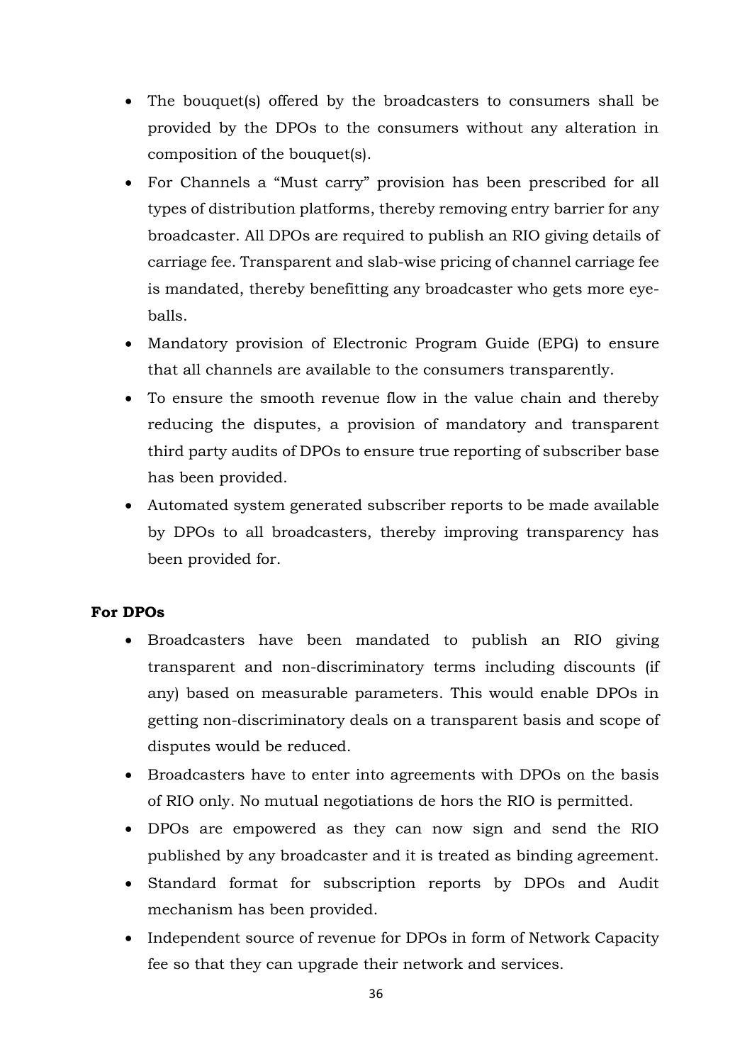- The bouquet(s) offered by the broadcasters to consumers shall be provided by the DPOs to the consumers without any alteration in composition of the bouquet(s).
- For Channels a "Must carry" provision has been prescribed for all types of distribution platforms, thereby removing entry barrier for any broadcaster. All DPOs are required to publish an RIO giving details of carriage fee. Transparent and slab-wise pricing of channel carriage fee is mandated, thereby benefitting any broadcaster who gets more eye-balls.
- Mandatory provision of Electronic Program Guide (EPG) to ensure that all channels are available to the consumers transparently.
- To ensure the smooth revenue flow in the value chain and thereby reducing the disputes, a provision of mandatory and transparent third party audits of DPOs to ensure true reporting of subscriber base has been provided.
- Automated system generated subscriber reports to be made available by DPOs to all broadcasters, thereby improving transparency has been provided for.

**For DPOs**

- Broadcasters have been mandated to publish an RIO giving transparent and non-discriminatory terms including discounts (if any) based on measurable parameters. This would enable DPOs in getting non-discriminatory deals on a transparent basis and scope of disputes would be reduced.
- Broadcasters have to enter into agreements with DPOs on the basis of RIO only. No mutual negotiations de hors the RIO is permitted.
- DPOs are empowered as they can now sign and send the RIO published by any broadcaster and it is treated as binding agreement.
- Standard format for subscription reports by DPOs and Audit mechanism has been provided.
- Independent source of revenue for DPOs in form of Network Capacity fee so that they can upgrade their network and services.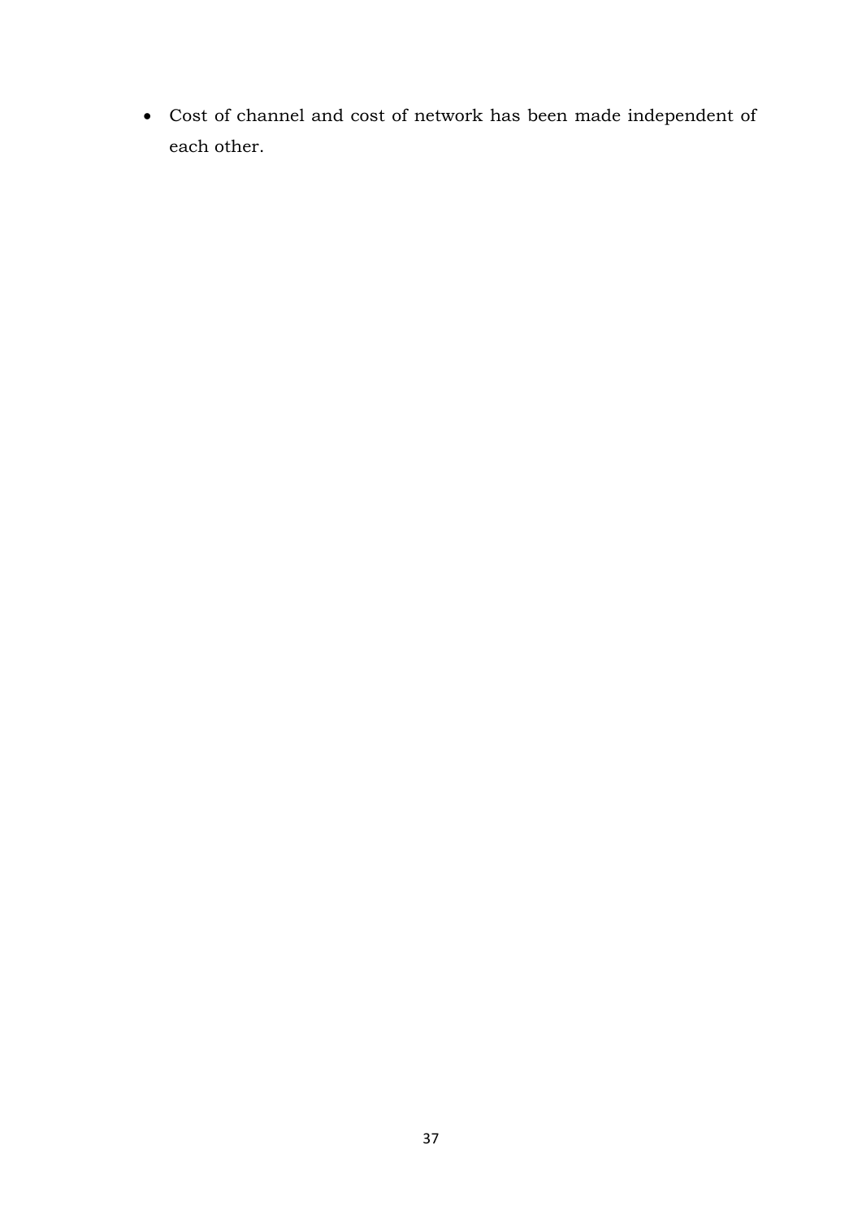- Cost of channel and cost of network has been made independent of each other.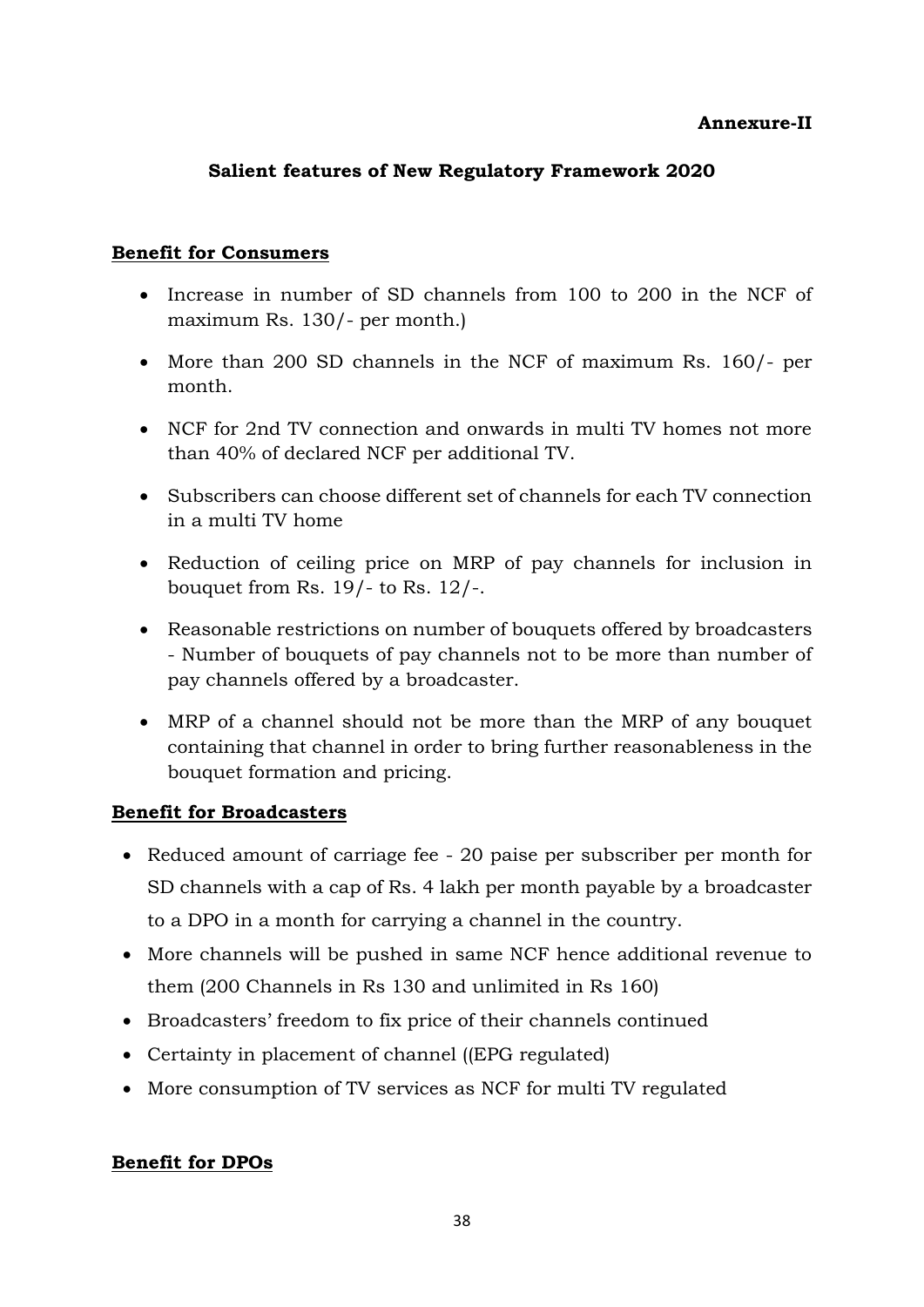**Annexure-II**

## Salient features of New Regulatory Framework 2020

**Benefit for Consumers**

- Increase in number of SD channels from 100 to 200 in the NCF of maximum Rs. 130/- per month.)
- More than 200 SD channels in the NCF of maximum Rs. 160/- per month.
- NCF for 2nd TV connection and onwards in multi TV homes not more than 40% of declared NCF per additional TV.
- Subscribers can choose different set of channels for each TV connection in a multi TV home
- Reduction of ceiling price on MRP of pay channels for inclusion in bouquet from Rs. 19/- to Rs. 12/-.
- Reasonable restrictions on number of bouquets offered by broadcasters - Number of bouquets of pay channels not to be more than number of pay channels offered by a broadcaster.
- MRP of a channel should not be more than the MRP of any bouquet containing that channel in order to bring further reasonableness in the bouquet formation and pricing.

**Benefit for Broadcasters**

- Reduced amount of carriage fee - 20 paise per subscriber per month for SD channels with a cap of Rs. 4 lakh per month payable by a broadcaster to a DPO in a month for carrying a channel in the country.
- More channels will be pushed in same NCF hence additional revenue to them (200 Channels in Rs 130 and unlimited in Rs 160)
- Broadcasters' freedom to fix price of their channels continued
- Certainty in placement of channel ((EPG regulated)
- More consumption of TV services as NCF for multi TV regulated

**Benefit for DPOs**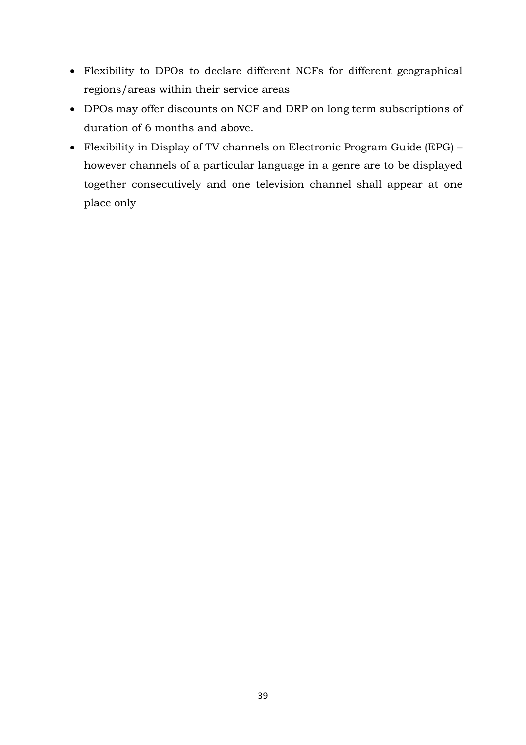- Flexibility to DPOs to declare different NCFs for different geographical regions/areas within their service areas
- DPOs may offer discounts on NCF and DRP on long term subscriptions of duration of 6 months and above.
- Flexibility in Display of TV channels on Electronic Program Guide (EPG) – however channels of a particular language in a genre are to be displayed together consecutively and one television channel shall appear at one place only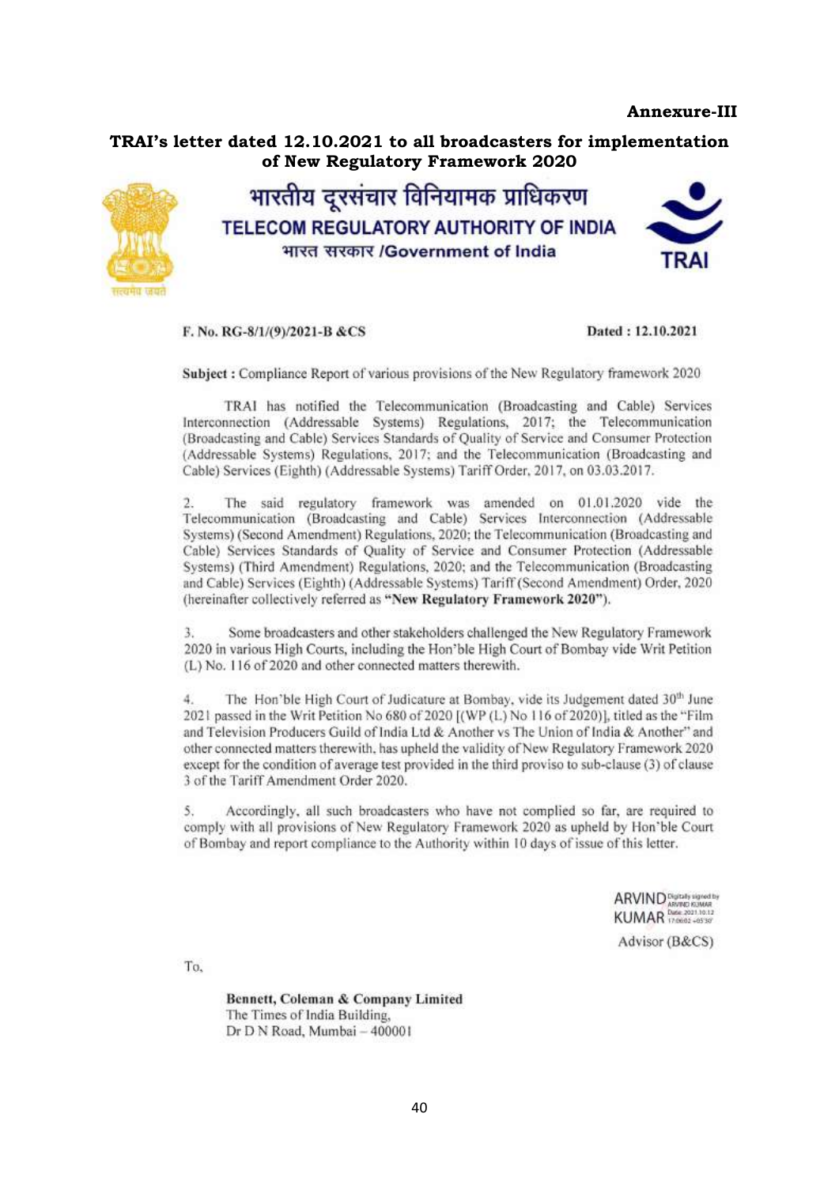**Annexure-III**

## TRAI's letter dated 12.10.2021 to all broadcasters for implementation of New Regulatory Framework 2020

भारतीय दूरसंचार विनियामक प्राधिकरण
**TELECOM REGULATORY AUTHORITY OF INDIA**
भारत सरकार /Government of India

TRAI

F. No. RG-8/1/(9)/2021-B &CS

**Dated : 12.10.2021**

**Subject :** Compliance Report of various provisions of the New Regulatory framework 2020

TRAI has notified the Telecommunication (Broadcasting and Cable) Services Interconnection (Addressable Systems) Regulations, 2017; the Telecommunication (Broadcasting and Cable) Services Standards of Quality of Service and Consumer Protection (Addressable Systems) Regulations, 2017; and the Telecommunication (Broadcasting and Cable) Services (Eighth) (Addressable Systems) Tariff Order, 2017, on 03.03.2017.

2. The said regulatory framework was amended on 01.01.2020 vide the Telecommunication (Broadcasting and Cable) Services Interconnection (Addressable Systems) (Second Amendment) Regulations, 2020; the Telecommunication (Broadcasting and Cable) Services Standards of Quality of Service and Consumer Protection (Addressable Systems) (Third Amendment) Regulations, 2020; and the Telecommunication (Broadcasting and Cable) Services (Eighth) (Addressable Systems) Tariff (Second Amendment) Order, 2020 (hereinafter collectively referred as **"New Regulatory Framework 2020"**).

3. Some broadcasters and other stakeholders challenged the New Regulatory Framework 2020 in various High Courts, including the Hon'ble High Court of Bombay vide Writ Petition (L) No. 116 of 2020 and other connected matters therewith.

4. The Hon'ble High Court of Judicature at Bombay, vide its Judgement dated 30th June 2021 passed in the Writ Petition No 680 of 2020 [(WP (L) No 116 of 2020)], titled as the "Film and Television Producers Guild of India Ltd & Another vs The Union of India & Another" and other connected matters therewith, has upheld the validity of New Regulatory Framework 2020 except for the condition of average test provided in the third proviso to sub-clause (3) of clause 3 of the Tariff Amendment Order 2020.

5. Accordingly, all such broadcasters who have not complied so far, are required to comply with all provisions of New Regulatory Framework 2020 as upheld by Hon'ble Court of Bombay and report compliance to the Authority within 10 days of issue of this letter.

ARVIND KUMAR (Digitally signed by ARVIND KUMAR Date: 2021.10.12 17:06:02 +05'30')

Advisor (B&CS)

To,

**Bennett, Coleman & Company Limited**
The Times of India Building,
Dr D N Road, Mumbai – 400001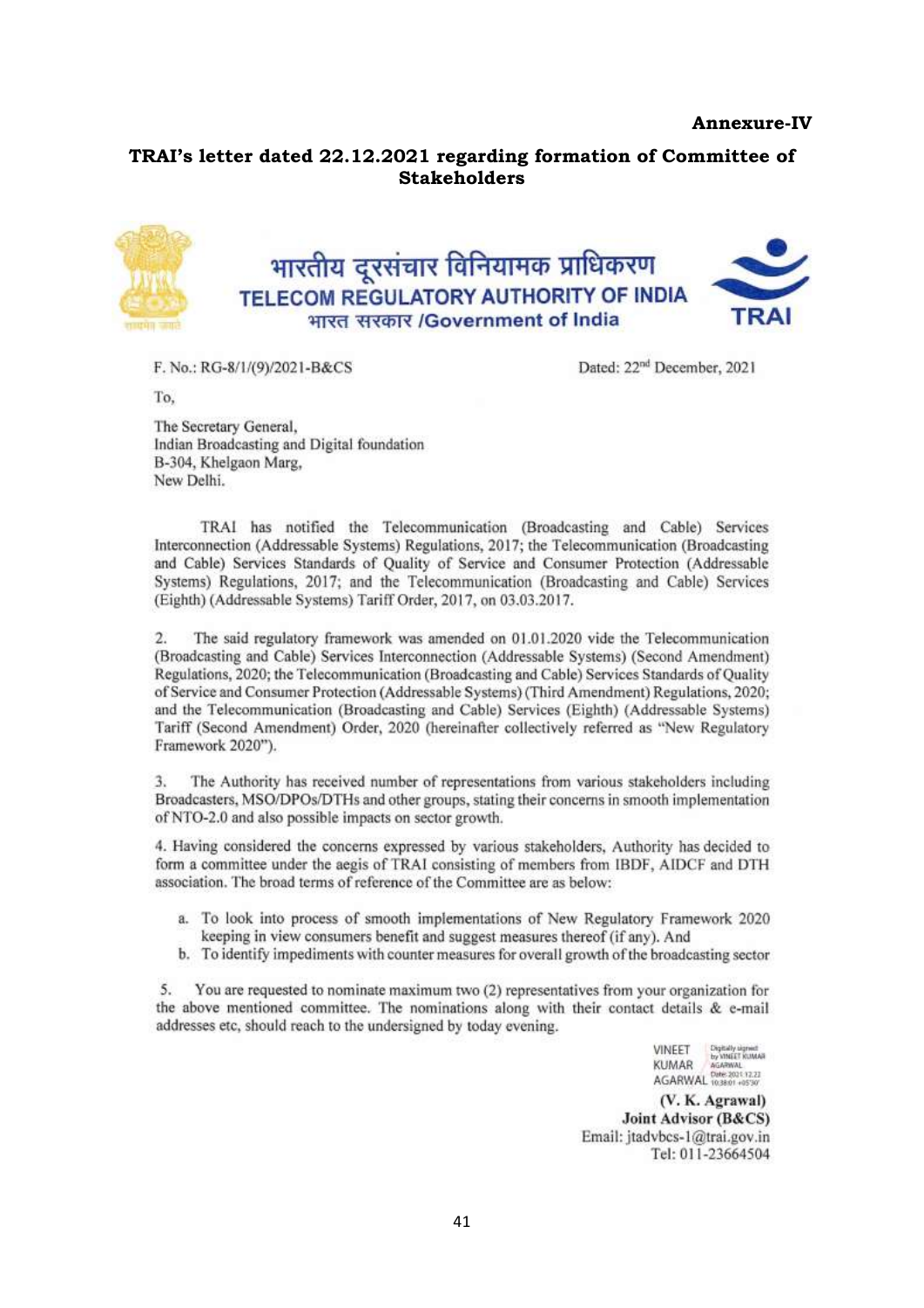**Annexure-IV**

## TRAI's letter dated 22.12.2021 regarding formation of Committee of Stakeholders

भारतीय दूरसंचार विनियामक प्राधिकरण
TELECOM REGULATORY AUTHORITY OF INDIA
भारत सरकार /Government of India

F. No.: RG-8/1/(9)/2021-B&CS

Dated: 22nd December, 2021

To,

The Secretary General,
Indian Broadcasting and Digital foundation
B-304, Khelgaon Marg,
New Delhi.

TRAI has notified the Telecommunication (Broadcasting and Cable) Services Interconnection (Addressable Systems) Regulations, 2017; the Telecommunication (Broadcasting and Cable) Services Standards of Quality of Service and Consumer Protection (Addressable Systems) Regulations, 2017; and the Telecommunication (Broadcasting and Cable) Services (Eighth) (Addressable Systems) Tariff Order, 2017, on 03.03.2017.

2. The said regulatory framework was amended on 01.01.2020 vide the Telecommunication (Broadcasting and Cable) Services Interconnection (Addressable Systems) (Second Amendment) Regulations, 2020; the Telecommunication (Broadcasting and Cable) Services Standards of Quality of Service and Consumer Protection (Addressable Systems) (Third Amendment) Regulations, 2020; and the Telecommunication (Broadcasting and Cable) Services (Eighth) (Addressable Systems) Tariff (Second Amendment) Order, 2020 (hereinafter collectively referred as "New Regulatory Framework 2020").

3. The Authority has received number of representations from various stakeholders including Broadcasters, MSO/DPOs/DTHs and other groups, stating their concerns in smooth implementation of NTO-2.0 and also possible impacts on sector growth.

4. Having considered the concerns expressed by various stakeholders, Authority has decided to form a committee under the aegis of TRAI consisting of members from IBDF, AIDCF and DTH association. The broad terms of reference of the Committee are as below:

a. To look into process of smooth implementations of New Regulatory Framework 2020 keeping in view consumers benefit and suggest measures thereof (if any). And
b. To identify impediments with counter measures for overall growth of the broadcasting sector

5. You are requested to nominate maximum two (2) representatives from your organization for the above mentioned committee. The nominations along with their contact details & e-mail addresses etc, should reach to the undersigned by today evening.

VINEET KUMAR AGARWAL (Digitally signed by VINEET KUMAR AGARWAL Date: 2021.12.22 10:38:01 +05'30')

**(V. K. Agrawal)**
**Joint Advisor (B&CS)**
Email: jtadvbcs-1@trai.gov.in
Tel: 011-23664504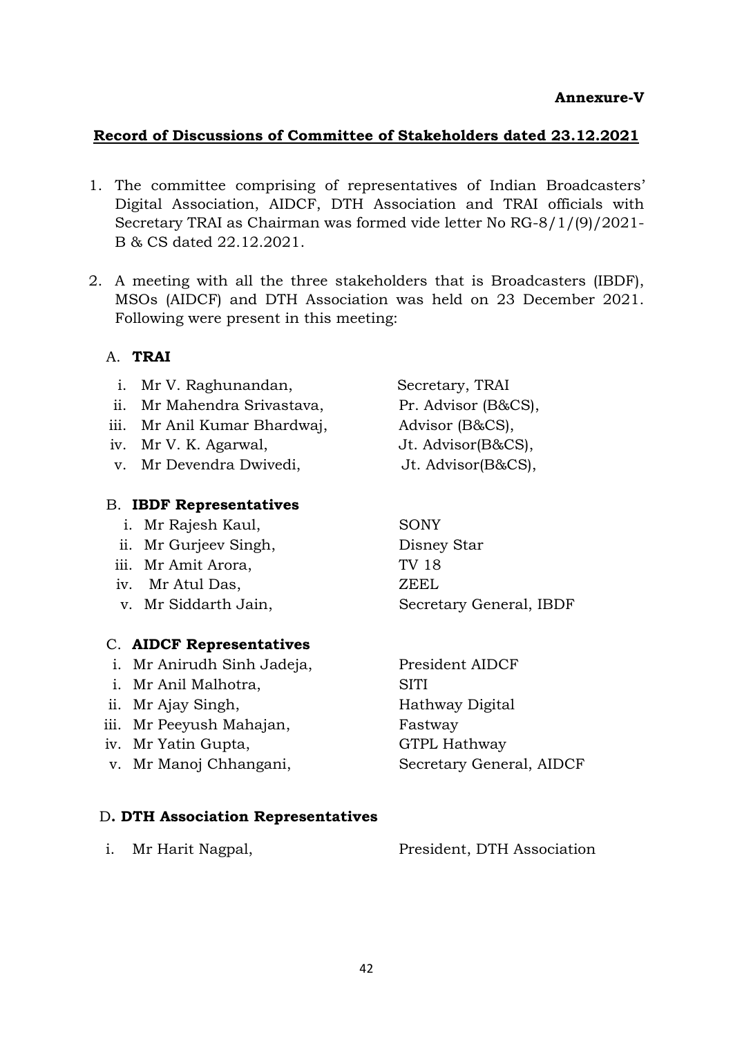**Annexure-V**

**Record of Discussions of Committee of Stakeholders dated 23.12.2021**

1. The committee comprising of representatives of Indian Broadcasters' Digital Association, AIDCF, DTH Association and TRAI officials with Secretary TRAI as Chairman was formed vide letter No RG-8/1/(9)/2021-B & CS dated 22.12.2021.

2. A meeting with all the three stakeholders that is Broadcasters (IBDF), MSOs (AIDCF) and DTH Association was held on 23 December 2021. Following were present in this meeting:

A. **TRAI**

| | | |
|---|---|---|
| i. | Mr V. Raghunandan, | Secretary, TRAI |
| ii. | Mr Mahendra Srivastava, | Pr. Advisor (B&CS), |
| iii. | Mr Anil Kumar Bhardwaj, | Advisor (B&CS), |
| iv. | Mr V. K. Agarwal, | Jt. Advisor(B&CS), |
| v. | Mr Devendra Dwivedi, | Jt. Advisor(B&CS), |

B. **IBDF Representatives**

| | | |
|---|---|---|
| i. | Mr Rajesh Kaul, | SONY |
| ii. | Mr Gurjeev Singh, | Disney Star |
| iii. | Mr Amit Arora, | TV 18 |
| iv. | Mr Atul Das, | ZEEL |
| v. | Mr Siddarth Jain, | Secretary General, IBDF |

C. **AIDCF Representatives**

| | | |
|---|---|---|
| i. | Mr Anirudh Sinh Jadeja, | President AIDCF |
| i. | Mr Anil Malhotra, | SITI |
| ii. | Mr Ajay Singh, | Hathway Digital |
| iii. | Mr Peeyush Mahajan, | Fastway |
| iv. | Mr Yatin Gupta, | GTPL Hathway |
| v. | Mr Manoj Chhangani, | Secretary General, AIDCF |

D**. DTH Association Representatives**

| | | |
|---|---|---|
| i. | Mr Harit Nagpal, | President, DTH Association |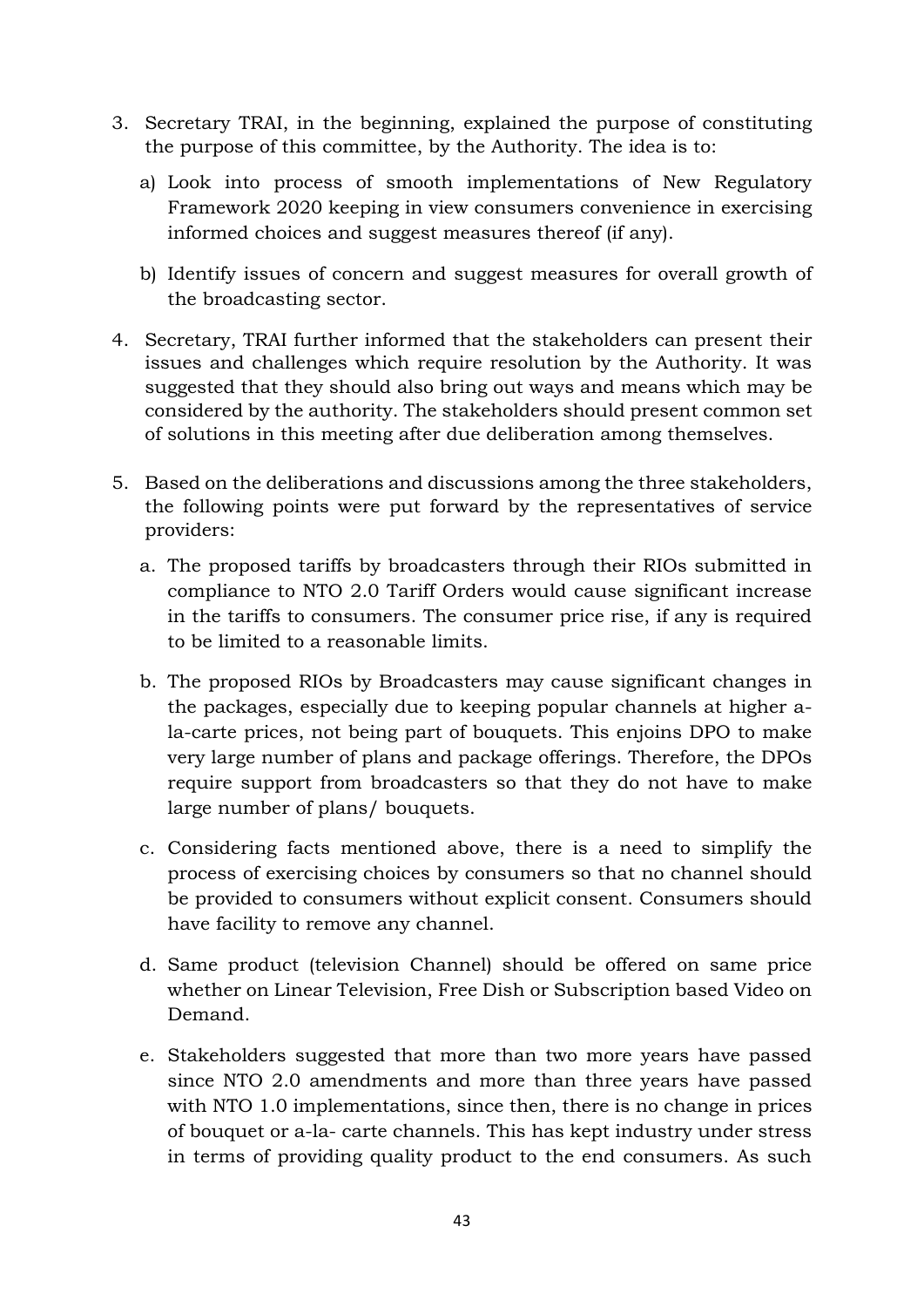3. Secretary TRAI, in the beginning, explained the purpose of constituting the purpose of this committee, by the Authority. The idea is to:

   a) Look into process of smooth implementations of New Regulatory Framework 2020 keeping in view consumers convenience in exercising informed choices and suggest measures thereof (if any).

   b) Identify issues of concern and suggest measures for overall growth of the broadcasting sector.

4. Secretary, TRAI further informed that the stakeholders can present their issues and challenges which require resolution by the Authority. It was suggested that they should also bring out ways and means which may be considered by the authority. The stakeholders should present common set of solutions in this meeting after due deliberation among themselves.

5. Based on the deliberations and discussions among the three stakeholders, the following points were put forward by the representatives of service providers:

   a. The proposed tariffs by broadcasters through their RIOs submitted in compliance to NTO 2.0 Tariff Orders would cause significant increase in the tariffs to consumers. The consumer price rise, if any is required to be limited to a reasonable limits.

   b. The proposed RIOs by Broadcasters may cause significant changes in the packages, especially due to keeping popular channels at higher a-la-carte prices, not being part of bouquets. This enjoins DPO to make very large number of plans and package offerings. Therefore, the DPOs require support from broadcasters so that they do not have to make large number of plans/ bouquets.

   c. Considering facts mentioned above, there is a need to simplify the process of exercising choices by consumers so that no channel should be provided to consumers without explicit consent. Consumers should have facility to remove any channel.

   d. Same product (television Channel) should be offered on same price whether on Linear Television, Free Dish or Subscription based Video on Demand.

   e. Stakeholders suggested that more than two more years have passed since NTO 2.0 amendments and more than three years have passed with NTO 1.0 implementations, since then, there is no change in prices of bouquet or a-la- carte channels. This has kept industry under stress in terms of providing quality product to the end consumers. As such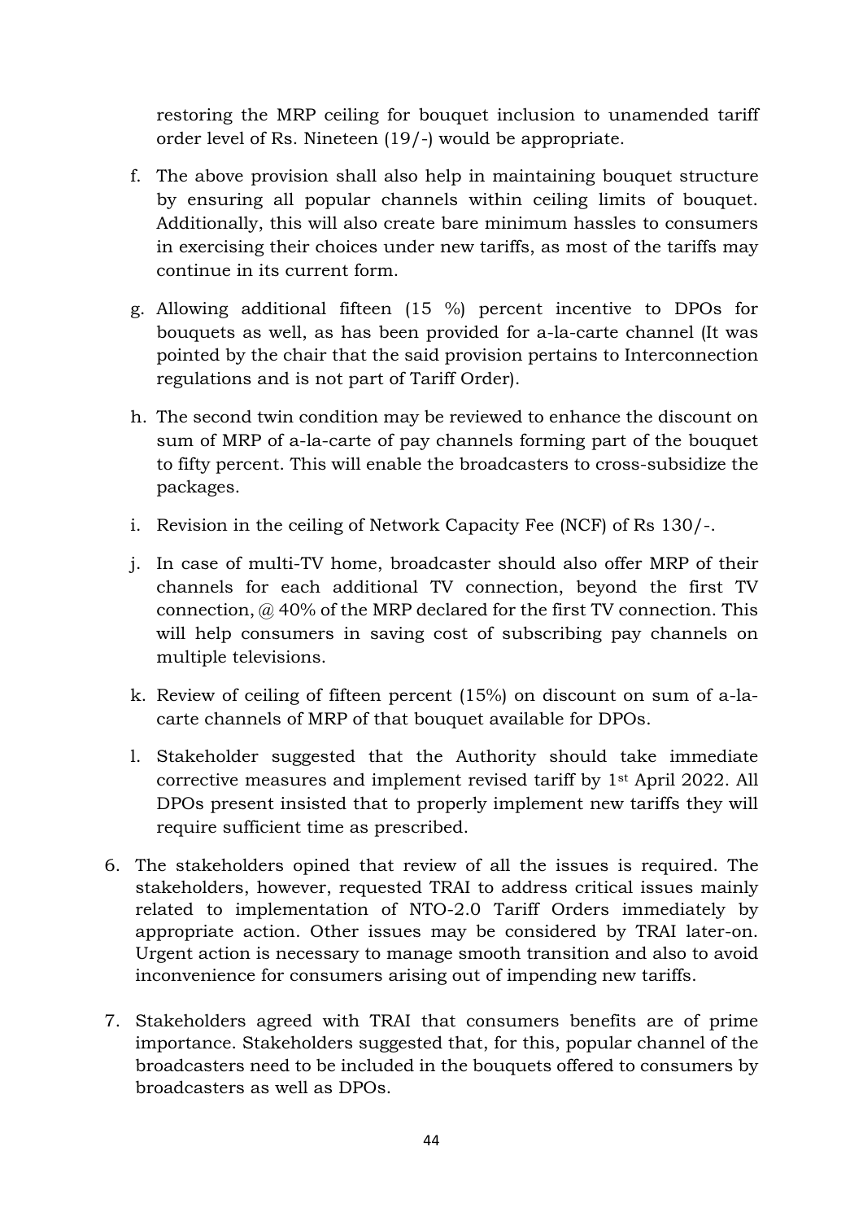restoring the MRP ceiling for bouquet inclusion to unamended tariff order level of Rs. Nineteen (19/-) would be appropriate.

f. The above provision shall also help in maintaining bouquet structure by ensuring all popular channels within ceiling limits of bouquet. Additionally, this will also create bare minimum hassles to consumers in exercising their choices under new tariffs, as most of the tariffs may continue in its current form.

g. Allowing additional fifteen (15 %) percent incentive to DPOs for bouquets as well, as has been provided for a-la-carte channel (It was pointed by the chair that the said provision pertains to Interconnection regulations and is not part of Tariff Order).

h. The second twin condition may be reviewed to enhance the discount on sum of MRP of a-la-carte of pay channels forming part of the bouquet to fifty percent. This will enable the broadcasters to cross-subsidize the packages.

i. Revision in the ceiling of Network Capacity Fee (NCF) of Rs 130/-.

j. In case of multi-TV home, broadcaster should also offer MRP of their channels for each additional TV connection, beyond the first TV connection, @ 40% of the MRP declared for the first TV connection. This will help consumers in saving cost of subscribing pay channels on multiple televisions.

k. Review of ceiling of fifteen percent (15%) on discount on sum of a-la-carte channels of MRP of that bouquet available for DPOs.

l. Stakeholder suggested that the Authority should take immediate corrective measures and implement revised tariff by 1st April 2022. All DPOs present insisted that to properly implement new tariffs they will require sufficient time as prescribed.

6. The stakeholders opined that review of all the issues is required. The stakeholders, however, requested TRAI to address critical issues mainly related to implementation of NTO-2.0 Tariff Orders immediately by appropriate action. Other issues may be considered by TRAI later-on. Urgent action is necessary to manage smooth transition and also to avoid inconvenience for consumers arising out of impending new tariffs.

7. Stakeholders agreed with TRAI that consumers benefits are of prime importance. Stakeholders suggested that, for this, popular channel of the broadcasters need to be included in the bouquets offered to consumers by broadcasters as well as DPOs.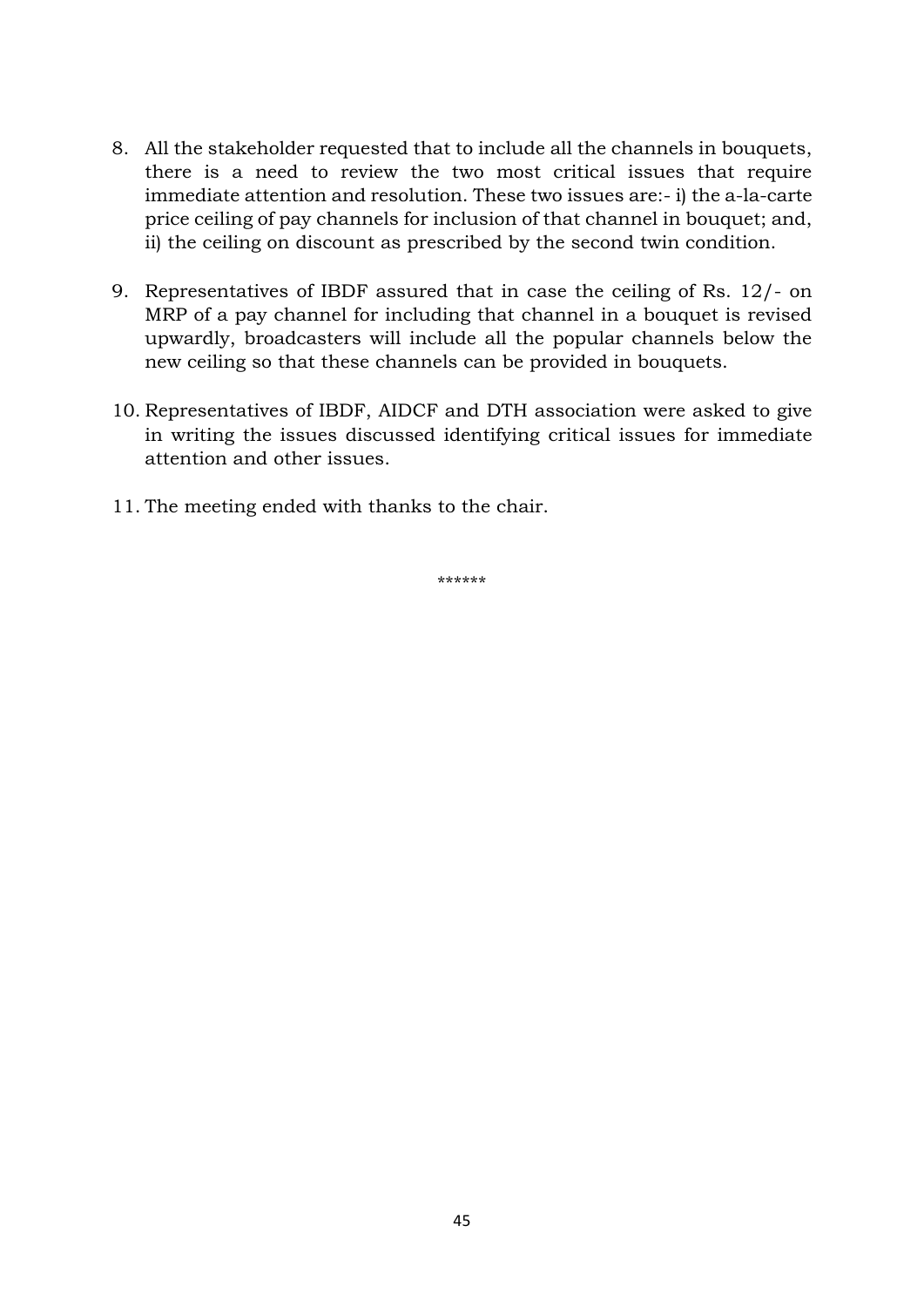8. All the stakeholder requested that to include all the channels in bouquets, there is a need to review the two most critical issues that require immediate attention and resolution. These two issues are:- i) the a-la-carte price ceiling of pay channels for inclusion of that channel in bouquet; and, ii) the ceiling on discount as prescribed by the second twin condition.

9. Representatives of IBDF assured that in case the ceiling of Rs. 12/- on MRP of a pay channel for including that channel in a bouquet is revised upwardly, broadcasters will include all the popular channels below the new ceiling so that these channels can be provided in bouquets.

10. Representatives of IBDF, AIDCF and DTH association were asked to give in writing the issues discussed identifying critical issues for immediate attention and other issues.

11. The meeting ended with thanks to the chair.

******